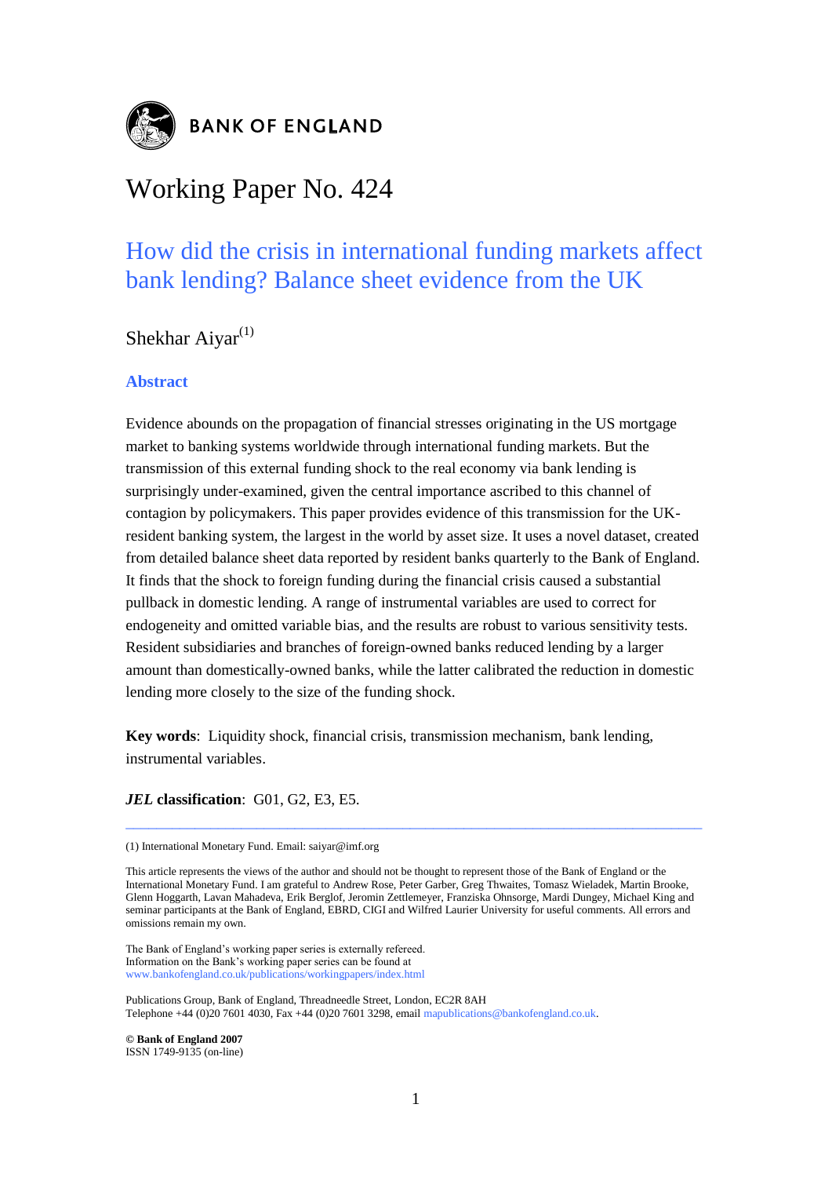BANK OF ENGLAND

# Working Paper No. 424

## How did the crisis in international funding markets affect bank lending? Balance sheet evidence from the UK

Shekhar Aiyar[1]

### Abstract

Evidence abounds on the propagation of financial stresses originating in the US mortgage market to banking systems worldwide through international funding markets. But the transmission of this external funding shock to the real economy via bank lending is surprisingly under-examined, given the central importance ascribed to this channel of contagion by policymakers. This paper provides evidence of this transmission for the UK-resident banking system, the largest in the world by asset size. It uses a novel dataset, created from detailed balance sheet data reported by resident banks quarterly to the Bank of England. It finds that the shock to foreign funding during the financial crisis caused a substantial pullback in domestic lending. A range of instrumental variables are used to correct for endogeneity and omitted variable bias, and the results are robust to various sensitivity tests. Resident subsidiaries and branches of foreign-owned banks reduced lending by a larger amount than domestically-owned banks, while the latter calibrated the reduction in domestic lending more closely to the size of the funding shock.

**Key words**: Liquidity shock, financial crisis, transmission mechanism, bank lending, instrumental variables.

***JEL* classification**: G01, G2, E3, E5.

---

(1) International Monetary Fund. Email: saiyar@imf.org

This article represents the views of the author and should not be thought to represent those of the Bank of England or the International Monetary Fund. I am grateful to Andrew Rose, Peter Garber, Greg Thwaites, Tomasz Wieladek, Martin Brooke, Glenn Hoggarth, Lavan Mahadeva, Erik Berglof, Jeromin Zettlemeyer, Franziska Ohnsorge, Mardi Dungey, Michael King and seminar participants at the Bank of England, EBRD, CIGI and Wilfred Laurier University for useful comments. All errors and omissions remain my own.

The Bank of England's working paper series is externally refereed.
Information on the Bank's working paper series can be found at
www.bankofengland.co.uk/publications/workingpapers/index.html

Publications Group, Bank of England, Threadneedle Street, London, EC2R 8AH
Telephone +44 (0)20 7601 4030, Fax +44 (0)20 7601 3298, email mapublications@bankofengland.co.uk.

**© Bank of England 2007**
ISSN 1749-9135 (on-line)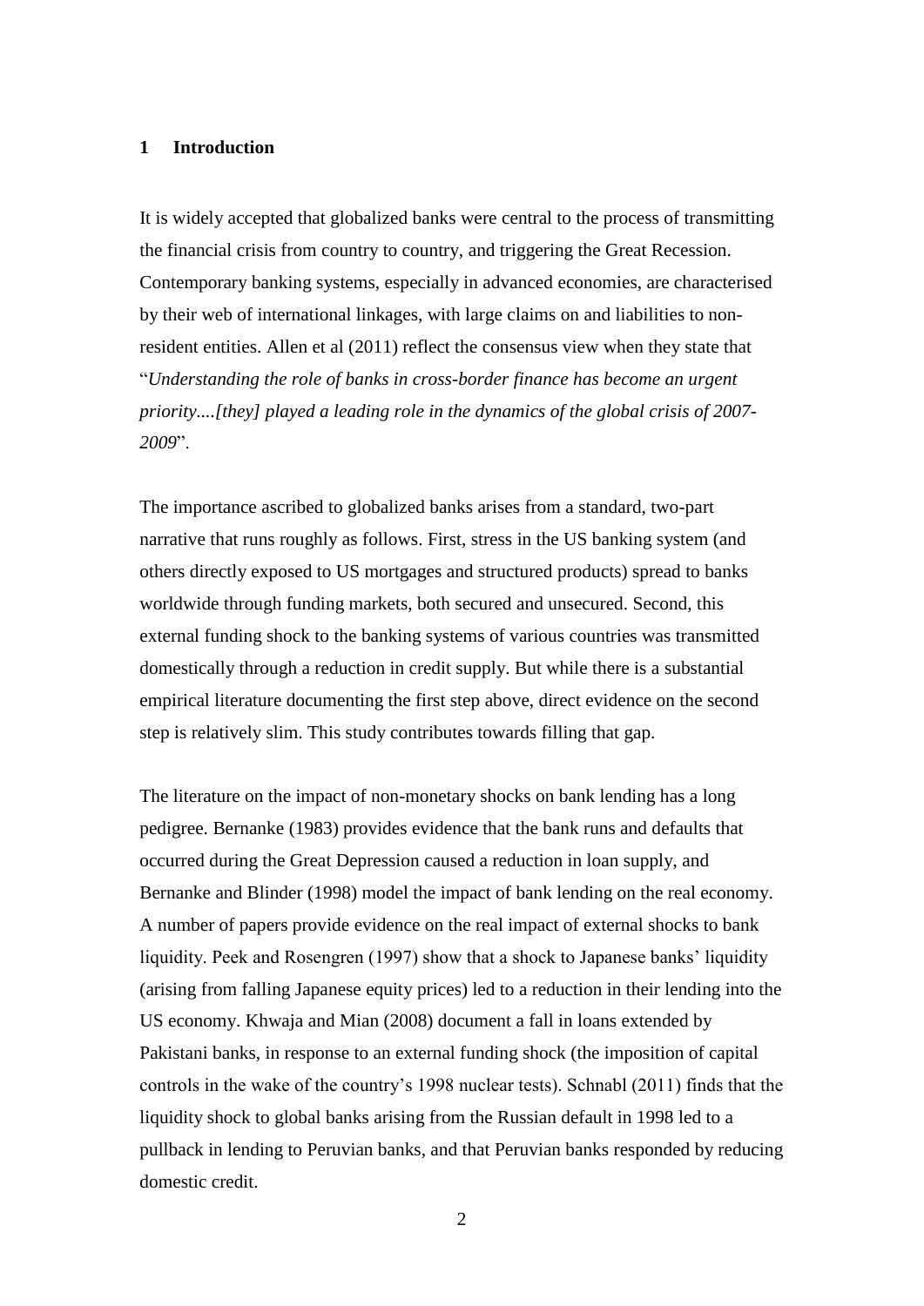# 1 Introduction

It is widely accepted that globalized banks were central to the process of transmitting the financial crisis from country to country, and triggering the Great Recession. Contemporary banking systems, especially in advanced economies, are characterised by their web of international linkages, with large claims on and liabilities to non-resident entities. Allen et al (2011) reflect the consensus view when they state that "*Understanding the role of banks in cross-border finance has become an urgent priority....[they] played a leading role in the dynamics of the global crisis of 2007-2009*".

The importance ascribed to globalized banks arises from a standard, two-part narrative that runs roughly as follows. First, stress in the US banking system (and others directly exposed to US mortgages and structured products) spread to banks worldwide through funding markets, both secured and unsecured. Second, this external funding shock to the banking systems of various countries was transmitted domestically through a reduction in credit supply. But while there is a substantial empirical literature documenting the first step above, direct evidence on the second step is relatively slim. This study contributes towards filling that gap.

The literature on the impact of non-monetary shocks on bank lending has a long pedigree. Bernanke (1983) provides evidence that the bank runs and defaults that occurred during the Great Depression caused a reduction in loan supply, and Bernanke and Blinder (1998) model the impact of bank lending on the real economy. A number of papers provide evidence on the real impact of external shocks to bank liquidity. Peek and Rosengren (1997) show that a shock to Japanese banks' liquidity (arising from falling Japanese equity prices) led to a reduction in their lending into the US economy. Khwaja and Mian (2008) document a fall in loans extended by Pakistani banks, in response to an external funding shock (the imposition of capital controls in the wake of the country's 1998 nuclear tests). Schnabl (2011) finds that the liquidity shock to global banks arising from the Russian default in 1998 led to a pullback in lending to Peruvian banks, and that Peruvian banks responded by reducing domestic credit.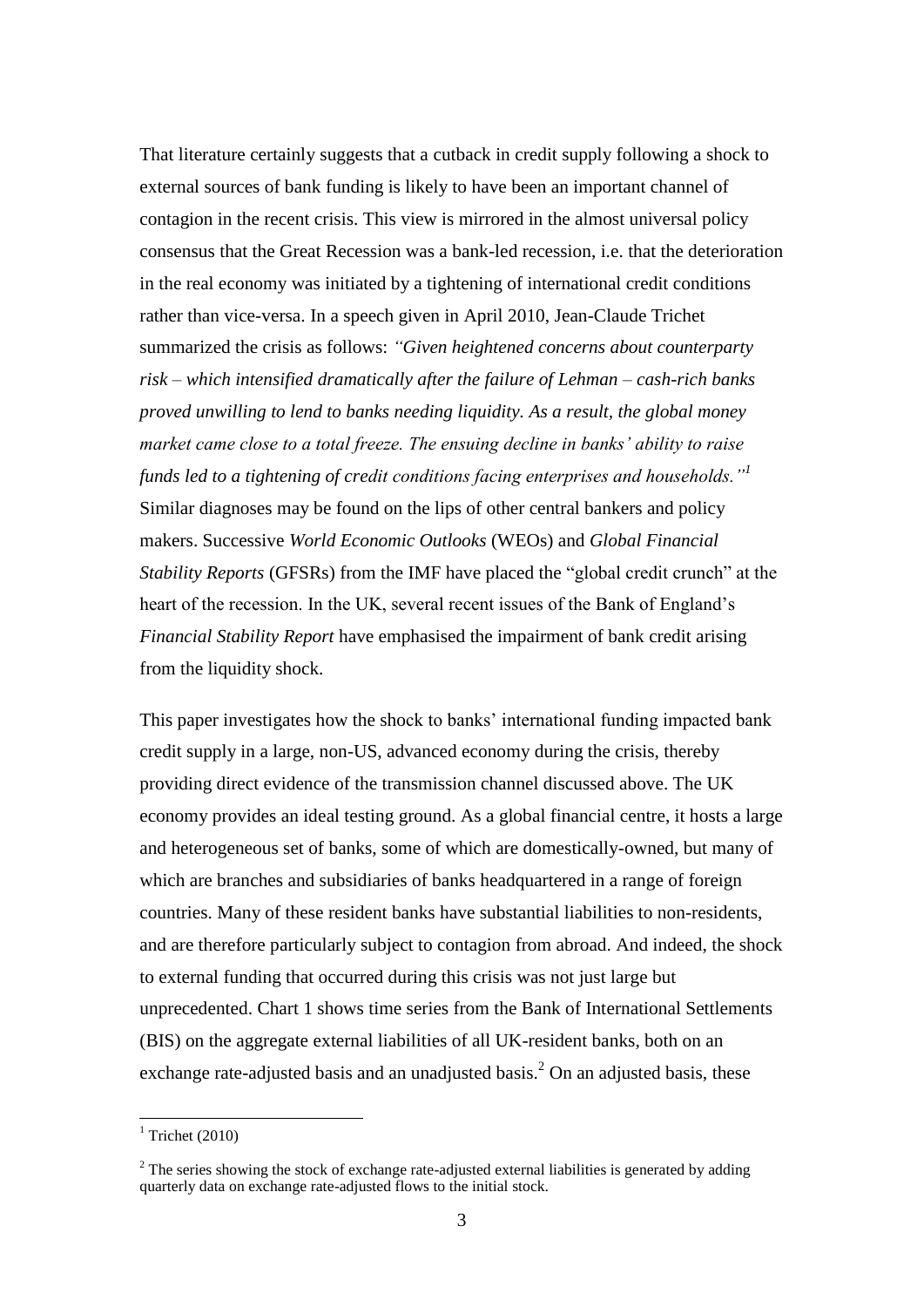That literature certainly suggests that a cutback in credit supply following a shock to external sources of bank funding is likely to have been an important channel of contagion in the recent crisis. This view is mirrored in the almost universal policy consensus that the Great Recession was a bank-led recession, i.e. that the deterioration in the real economy was initiated by a tightening of international credit conditions rather than vice-versa. In a speech given in April 2010, Jean-Claude Trichet summarized the crisis as follows: *"Given heightened concerns about counterparty risk – which intensified dramatically after the failure of Lehman – cash-rich banks proved unwilling to lend to banks needing liquidity. As a result, the global money market came close to a total freeze. The ensuing decline in banks' ability to raise funds led to a tightening of credit conditions facing enterprises and households."*[1] Similar diagnoses may be found on the lips of other central bankers and policy makers. Successive *World Economic Outlooks* (WEOs) and *Global Financial Stability Reports* (GFSRs) from the IMF have placed the "global credit crunch" at the heart of the recession. In the UK, several recent issues of the Bank of England's *Financial Stability Report* have emphasised the impairment of bank credit arising from the liquidity shock.

This paper investigates how the shock to banks' international funding impacted bank credit supply in a large, non-US, advanced economy during the crisis, thereby providing direct evidence of the transmission channel discussed above. The UK economy provides an ideal testing ground. As a global financial centre, it hosts a large and heterogeneous set of banks, some of which are domestically-owned, but many of which are branches and subsidiaries of banks headquartered in a range of foreign countries. Many of these resident banks have substantial liabilities to non-residents, and are therefore particularly subject to contagion from abroad. And indeed, the shock to external funding that occurred during this crisis was not just large but unprecedented. Chart 1 shows time series from the Bank of International Settlements (BIS) on the aggregate external liabilities of all UK-resident banks, both on an exchange rate-adjusted basis and an unadjusted basis.[2] On an adjusted basis, these

[1] Trichet (2010)

[2] The series showing the stock of exchange rate-adjusted external liabilities is generated by adding quarterly data on exchange rate-adjusted flows to the initial stock.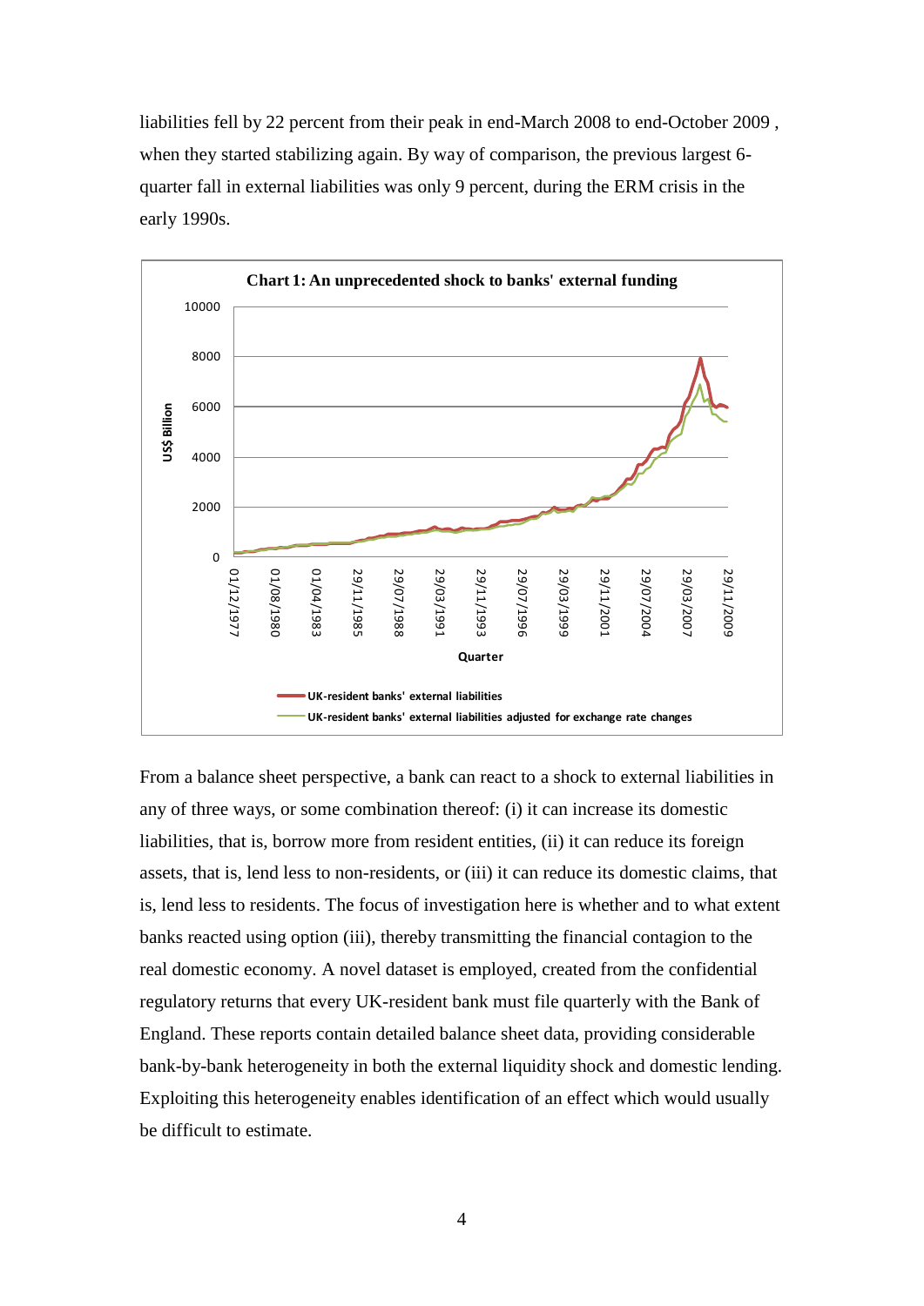liabilities fell by 22 percent from their peak in end-March 2008 to end-October 2009 , when they started stabilizing again. By way of comparison, the previous largest 6-quarter fall in external liabilities was only 9 percent, during the ERM crisis in the early 1990s.

**Chart 1: An unprecedented shock to banks' external funding**

From a balance sheet perspective, a bank can react to a shock to external liabilities in any of three ways, or some combination thereof: (i) it can increase its domestic liabilities, that is, borrow more from resident entities, (ii) it can reduce its foreign assets, that is, lend less to non-residents, or (iii) it can reduce its domestic claims, that is, lend less to residents. The focus of investigation here is whether and to what extent banks reacted using option (iii), thereby transmitting the financial contagion to the real domestic economy. A novel dataset is employed, created from the confidential regulatory returns that every UK-resident bank must file quarterly with the Bank of England. These reports contain detailed balance sheet data, providing considerable bank-by-bank heterogeneity in both the external liquidity shock and domestic lending. Exploiting this heterogeneity enables identification of an effect which would usually be difficult to estimate.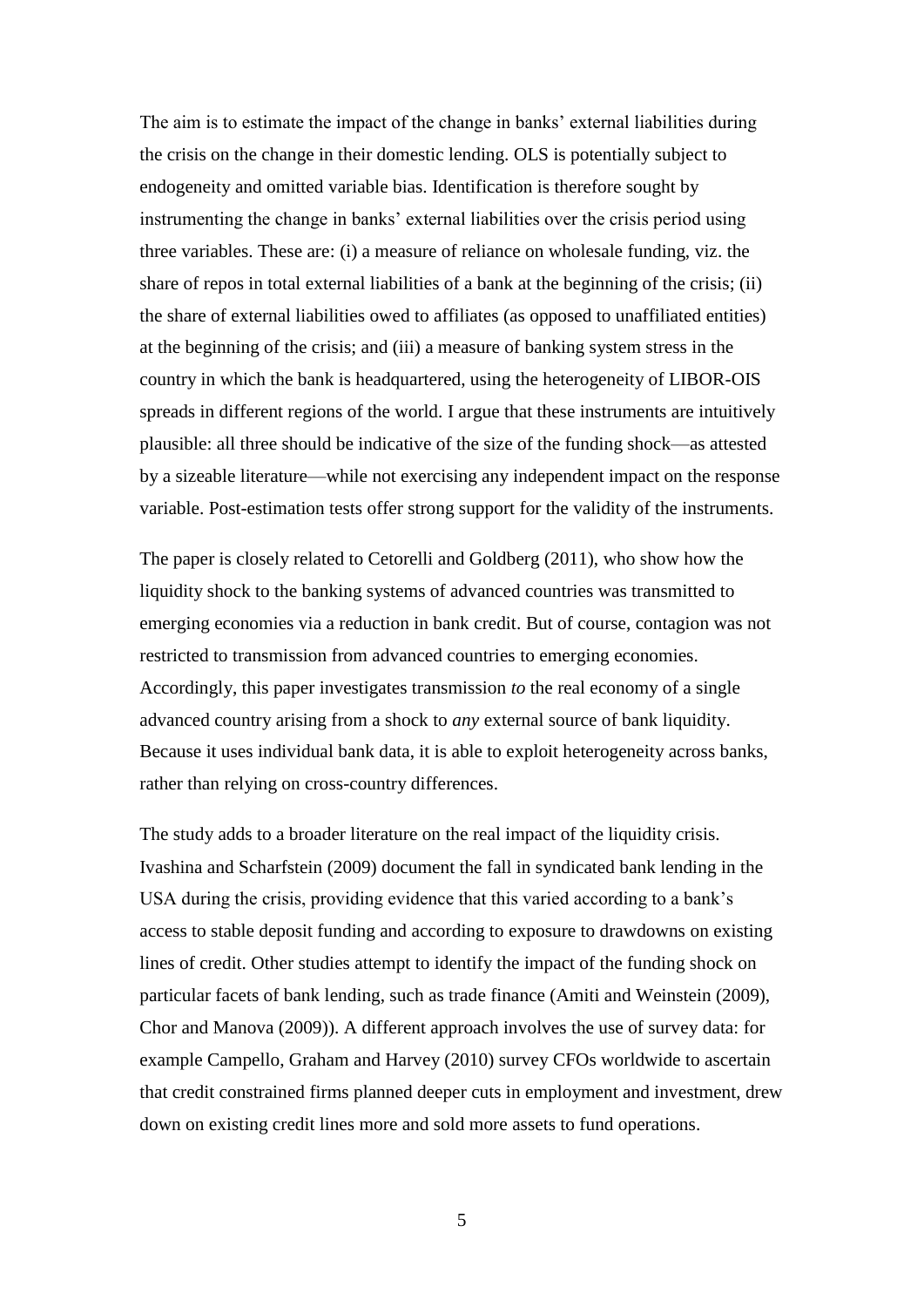The aim is to estimate the impact of the change in banks' external liabilities during the crisis on the change in their domestic lending. OLS is potentially subject to endogeneity and omitted variable bias. Identification is therefore sought by instrumenting the change in banks' external liabilities over the crisis period using three variables. These are: (i) a measure of reliance on wholesale funding, viz. the share of repos in total external liabilities of a bank at the beginning of the crisis; (ii) the share of external liabilities owed to affiliates (as opposed to unaffiliated entities) at the beginning of the crisis; and (iii) a measure of banking system stress in the country in which the bank is headquartered, using the heterogeneity of LIBOR-OIS spreads in different regions of the world. I argue that these instruments are intuitively plausible: all three should be indicative of the size of the funding shock—as attested by a sizeable literature—while not exercising any independent impact on the response variable. Post-estimation tests offer strong support for the validity of the instruments.

The paper is closely related to Cetorelli and Goldberg (2011), who show how the liquidity shock to the banking systems of advanced countries was transmitted to emerging economies via a reduction in bank credit. But of course, contagion was not restricted to transmission from advanced countries to emerging economies. Accordingly, this paper investigates transmission *to* the real economy of a single advanced country arising from a shock to *any* external source of bank liquidity. Because it uses individual bank data, it is able to exploit heterogeneity across banks, rather than relying on cross-country differences.

The study adds to a broader literature on the real impact of the liquidity crisis. Ivashina and Scharfstein (2009) document the fall in syndicated bank lending in the USA during the crisis, providing evidence that this varied according to a bank's access to stable deposit funding and according to exposure to drawdowns on existing lines of credit. Other studies attempt to identify the impact of the funding shock on particular facets of bank lending, such as trade finance (Amiti and Weinstein (2009), Chor and Manova (2009)). A different approach involves the use of survey data: for example Campello, Graham and Harvey (2010) survey CFOs worldwide to ascertain that credit constrained firms planned deeper cuts in employment and investment, drew down on existing credit lines more and sold more assets to fund operations.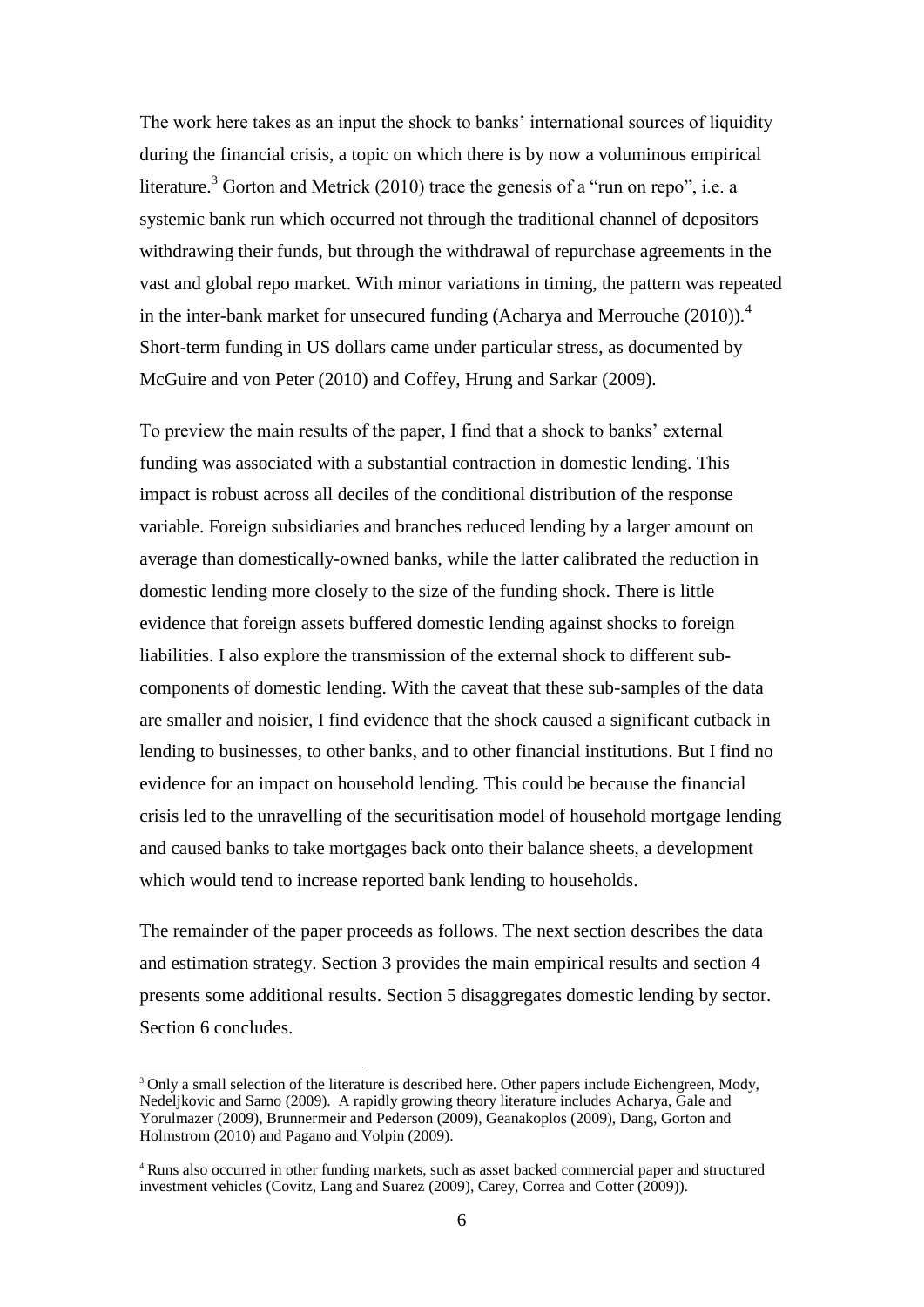The work here takes as an input the shock to banks' international sources of liquidity during the financial crisis, a topic on which there is by now a voluminous empirical literature.[3] Gorton and Metrick (2010) trace the genesis of a "run on repo", i.e. a systemic bank run which occurred not through the traditional channel of depositors withdrawing their funds, but through the withdrawal of repurchase agreements in the vast and global repo market. With minor variations in timing, the pattern was repeated in the inter-bank market for unsecured funding (Acharya and Merrouche (2010)).[4] Short-term funding in US dollars came under particular stress, as documented by McGuire and von Peter (2010) and Coffey, Hrung and Sarkar (2009).

To preview the main results of the paper, I find that a shock to banks' external funding was associated with a substantial contraction in domestic lending. This impact is robust across all deciles of the conditional distribution of the response variable. Foreign subsidiaries and branches reduced lending by a larger amount on average than domestically-owned banks, while the latter calibrated the reduction in domestic lending more closely to the size of the funding shock. There is little evidence that foreign assets buffered domestic lending against shocks to foreign liabilities. I also explore the transmission of the external shock to different sub-components of domestic lending. With the caveat that these sub-samples of the data are smaller and noisier, I find evidence that the shock caused a significant cutback in lending to businesses, to other banks, and to other financial institutions. But I find no evidence for an impact on household lending. This could be because the financial crisis led to the unravelling of the securitisation model of household mortgage lending and caused banks to take mortgages back onto their balance sheets, a development which would tend to increase reported bank lending to households.

The remainder of the paper proceeds as follows. The next section describes the data and estimation strategy. Section 3 provides the main empirical results and section 4 presents some additional results. Section 5 disaggregates domestic lending by sector. Section 6 concludes.

[3] Only a small selection of the literature is described here. Other papers include Eichengreen, Mody, Nedeljkovic and Sarno (2009). A rapidly growing theory literature includes Acharya, Gale and Yorulmazer (2009), Brunnermeir and Pederson (2009), Geanakoplos (2009), Dang, Gorton and Holmstrom (2010) and Pagano and Volpin (2009).

[4] Runs also occurred in other funding markets, such as asset backed commercial paper and structured investment vehicles (Covitz, Lang and Suarez (2009), Carey, Correa and Cotter (2009)).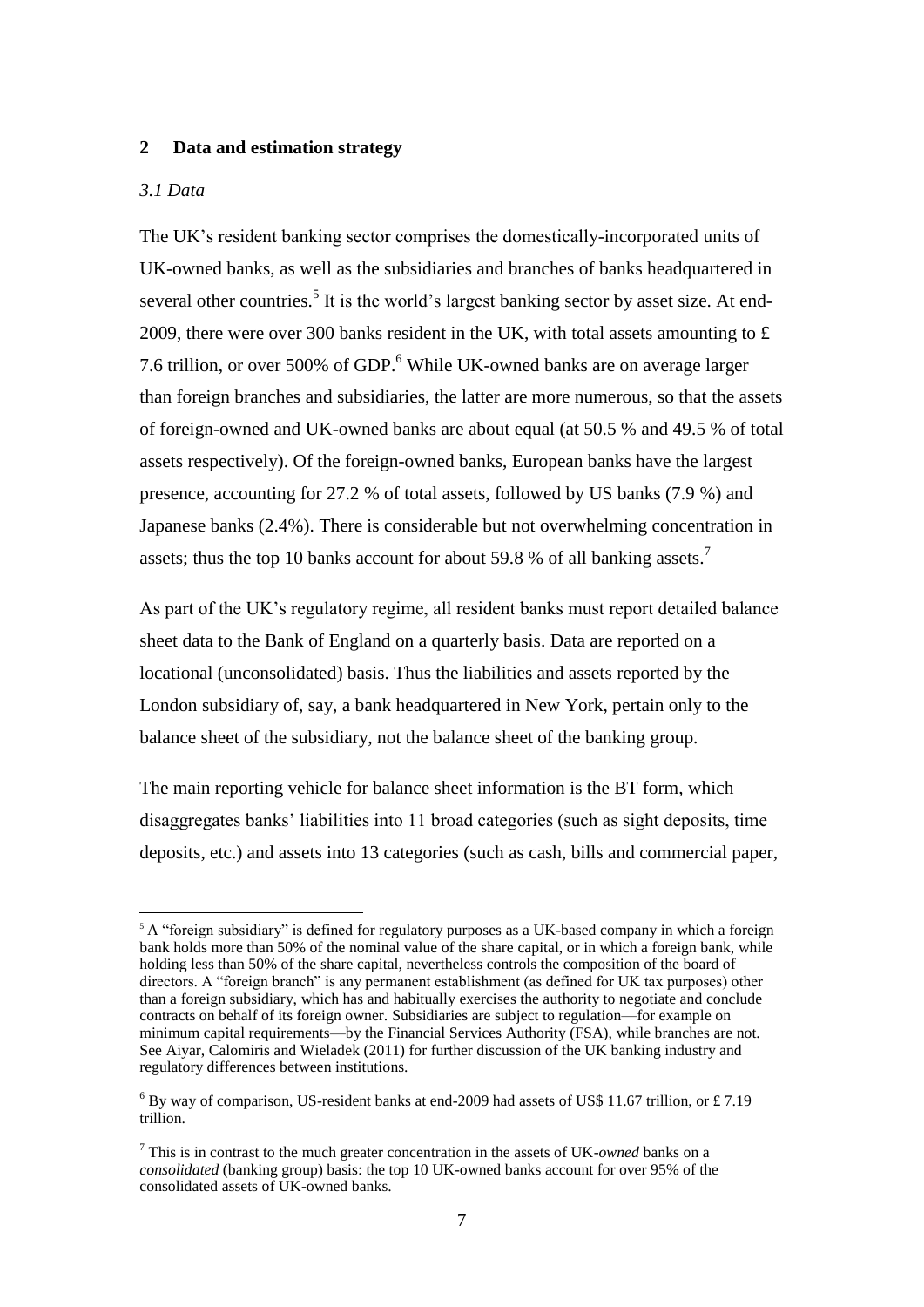## 2 Data and estimation strategy

### *3.1 Data*

The UK's resident banking sector comprises the domestically-incorporated units of UK-owned banks, as well as the subsidiaries and branches of banks headquartered in several other countries.[5] It is the world's largest banking sector by asset size. At end-2009, there were over 300 banks resident in the UK, with total assets amounting to £ 7.6 trillion, or over 500% of GDP.[6] While UK-owned banks are on average larger than foreign branches and subsidiaries, the latter are more numerous, so that the assets of foreign-owned and UK-owned banks are about equal (at 50.5 % and 49.5 % of total assets respectively). Of the foreign-owned banks, European banks have the largest presence, accounting for 27.2 % of total assets, followed by US banks (7.9 %) and Japanese banks (2.4%). There is considerable but not overwhelming concentration in assets; thus the top 10 banks account for about 59.8 % of all banking assets.[7]

As part of the UK's regulatory regime, all resident banks must report detailed balance sheet data to the Bank of England on a quarterly basis. Data are reported on a locational (unconsolidated) basis. Thus the liabilities and assets reported by the London subsidiary of, say, a bank headquartered in New York, pertain only to the balance sheet of the subsidiary, not the balance sheet of the banking group.

The main reporting vehicle for balance sheet information is the BT form, which disaggregates banks' liabilities into 11 broad categories (such as sight deposits, time deposits, etc.) and assets into 13 categories (such as cash, bills and commercial paper,

---

[5] A "foreign subsidiary" is defined for regulatory purposes as a UK-based company in which a foreign bank holds more than 50% of the nominal value of the share capital, or in which a foreign bank, while holding less than 50% of the share capital, nevertheless controls the composition of the board of directors. A "foreign branch" is any permanent establishment (as defined for UK tax purposes) other than a foreign subsidiary, which has and habitually exercises the authority to negotiate and conclude contracts on behalf of its foreign owner. Subsidiaries are subject to regulation—for example on minimum capital requirements—by the Financial Services Authority (FSA), while branches are not. See Aiyar, Calomiris and Wieladek (2011) for further discussion of the UK banking industry and regulatory differences between institutions.

[6] By way of comparison, US-resident banks at end-2009 had assets of US$ 11.67 trillion, or £ 7.19 trillion.

[7] This is in contrast to the much greater concentration in the assets of UK-*owned* banks on a *consolidated* (banking group) basis: the top 10 UK-owned banks account for over 95% of the consolidated assets of UK-owned banks.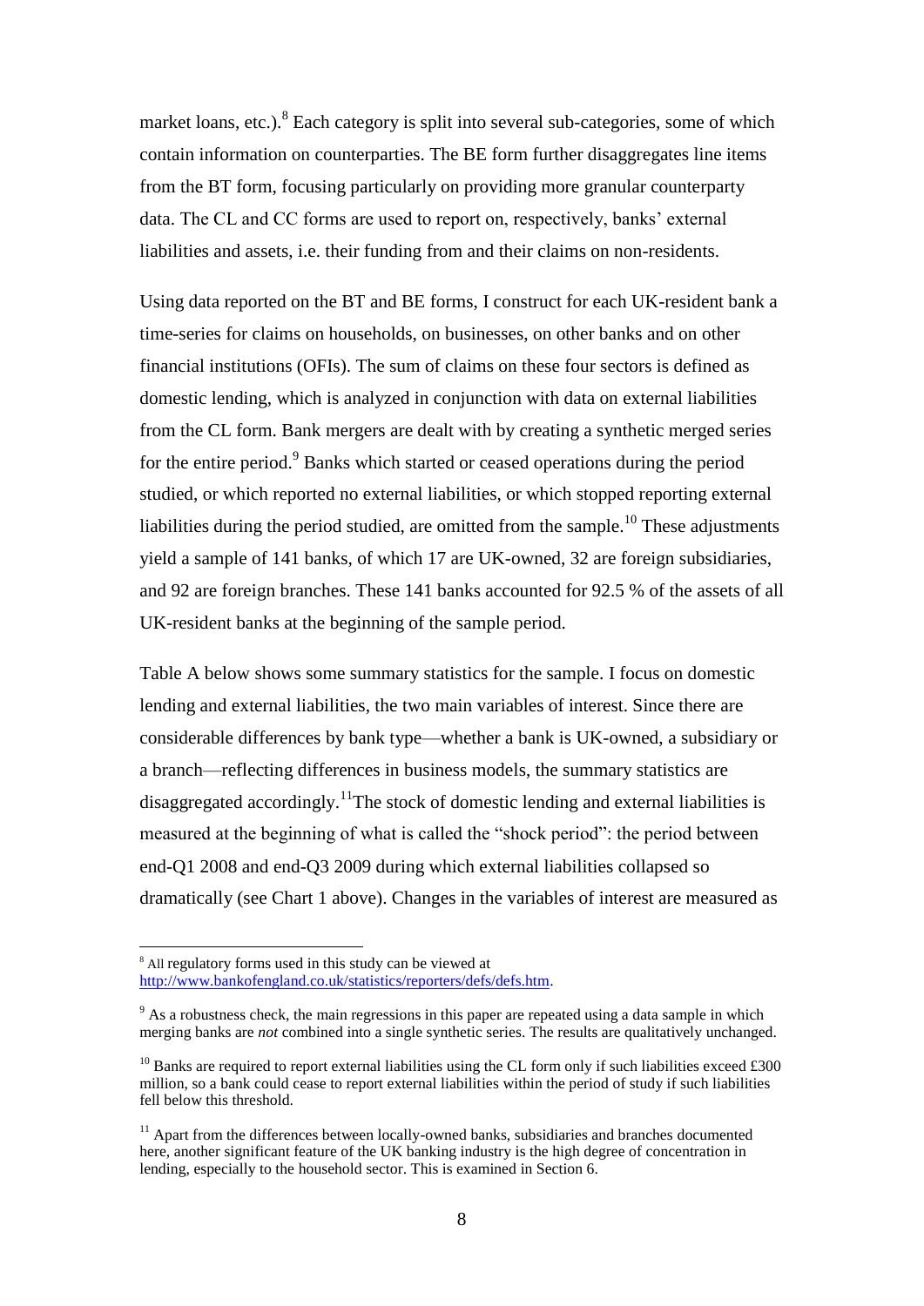market loans, etc.).[8] Each category is split into several sub-categories, some of which contain information on counterparties. The BE form further disaggregates line items from the BT form, focusing particularly on providing more granular counterparty data. The CL and CC forms are used to report on, respectively, banks' external liabilities and assets, i.e. their funding from and their claims on non-residents.

Using data reported on the BT and BE forms, I construct for each UK-resident bank a time-series for claims on households, on businesses, on other banks and on other financial institutions (OFIs). The sum of claims on these four sectors is defined as domestic lending, which is analyzed in conjunction with data on external liabilities from the CL form. Bank mergers are dealt with by creating a synthetic merged series for the entire period.[9] Banks which started or ceased operations during the period studied, or which reported no external liabilities, or which stopped reporting external liabilities during the period studied, are omitted from the sample.[10] These adjustments yield a sample of 141 banks, of which 17 are UK-owned, 32 are foreign subsidiaries, and 92 are foreign branches. These 141 banks accounted for 92.5 % of the assets of all UK-resident banks at the beginning of the sample period.

Table A below shows some summary statistics for the sample. I focus on domestic lending and external liabilities, the two main variables of interest. Since there are considerable differences by bank type—whether a bank is UK-owned, a subsidiary or a branch—reflecting differences in business models, the summary statistics are disaggregated accordingly.[11] The stock of domestic lending and external liabilities is measured at the beginning of what is called the "shock period": the period between end-Q1 2008 and end-Q3 2009 during which external liabilities collapsed so dramatically (see Chart 1 above). Changes in the variables of interest are measured as

---

[8] All regulatory forms used in this study can be viewed at http://www.bankofengland.co.uk/statistics/reporters/defs/defs.htm.

[9] As a robustness check, the main regressions in this paper are repeated using a data sample in which merging banks are *not* combined into a single synthetic series. The results are qualitatively unchanged.

[10] Banks are required to report external liabilities using the CL form only if such liabilities exceed £300 million, so a bank could cease to report external liabilities within the period of study if such liabilities fell below this threshold.

[11] Apart from the differences between locally-owned banks, subsidiaries and branches documented here, another significant feature of the UK banking industry is the high degree of concentration in lending, especially to the household sector. This is examined in Section 6.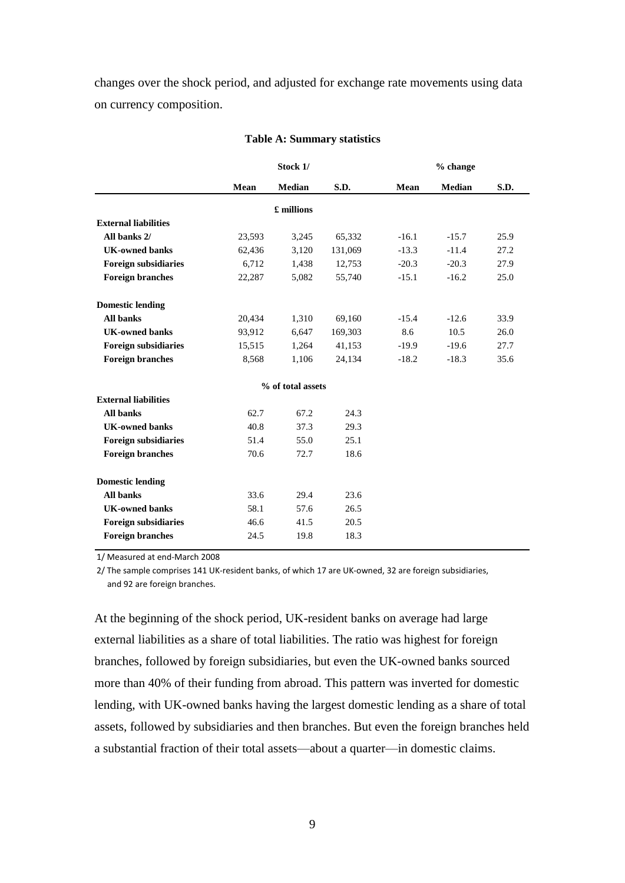changes over the shock period, and adjusted for exchange rate movements using data on currency composition.

**Table A: Summary statistics**

| | Stock 1/ | | | % change | | |
|---|---|---|---|---|---|---|
| | **Mean** | **Median** | **S.D.** | **Mean** | **Median** | **S.D.** |
| | | **£ millions** | | | | |
| **External liabilities** | | | | | | |
| **All banks 2/** | 23,593 | 3,245 | 65,332 | -16.1 | -15.7 | 25.9 |
| **UK-owned banks** | 62,436 | 3,120 | 131,069 | -13.3 | -11.4 | 27.2 |
| **Foreign subsidiaries** | 6,712 | 1,438 | 12,753 | -20.3 | -20.3 | 27.9 |
| **Foreign branches** | 22,287 | 5,082 | 55,740 | -15.1 | -16.2 | 25.0 |
| **Domestic lending** | | | | | | |
| **All banks** | 20,434 | 1,310 | 69,160 | -15.4 | -12.6 | 33.9 |
| **UK-owned banks** | 93,912 | 6,647 | 169,303 | 8.6 | 10.5 | 26.0 |
| **Foreign subsidiaries** | 15,515 | 1,264 | 41,153 | -19.9 | -19.6 | 27.7 |
| **Foreign branches** | 8,568 | 1,106 | 24,134 | -18.2 | -18.3 | 35.6 |
| | | **% of total assets** | | | | |
| **External liabilities** | | | | | | |
| **All banks** | 62.7 | 67.2 | 24.3 | | | |
| **UK-owned banks** | 40.8 | 37.3 | 29.3 | | | |
| **Foreign subsidiaries** | 51.4 | 55.0 | 25.1 | | | |
| **Foreign branches** | 70.6 | 72.7 | 18.6 | | | |
| **Domestic lending** | | | | | | |
| **All banks** | 33.6 | 29.4 | 23.6 | | | |
| **UK-owned banks** | 58.1 | 57.6 | 26.5 | | | |
| **Foreign subsidiaries** | 46.6 | 41.5 | 20.5 | | | |
| **Foreign branches** | 24.5 | 19.8 | 18.3 | | | |

1/ Measured at end-March 2008

2/ The sample comprises 141 UK-resident banks, of which 17 are UK-owned, 32 are foreign subsidiaries, and 92 are foreign branches.

At the beginning of the shock period, UK-resident banks on average had large external liabilities as a share of total liabilities. The ratio was highest for foreign branches, followed by foreign subsidiaries, but even the UK-owned banks sourced more than 40% of their funding from abroad. This pattern was inverted for domestic lending, with UK-owned banks having the largest domestic lending as a share of total assets, followed by subsidiaries and then branches. But even the foreign branches held a substantial fraction of their total assets—about a quarter—in domestic claims.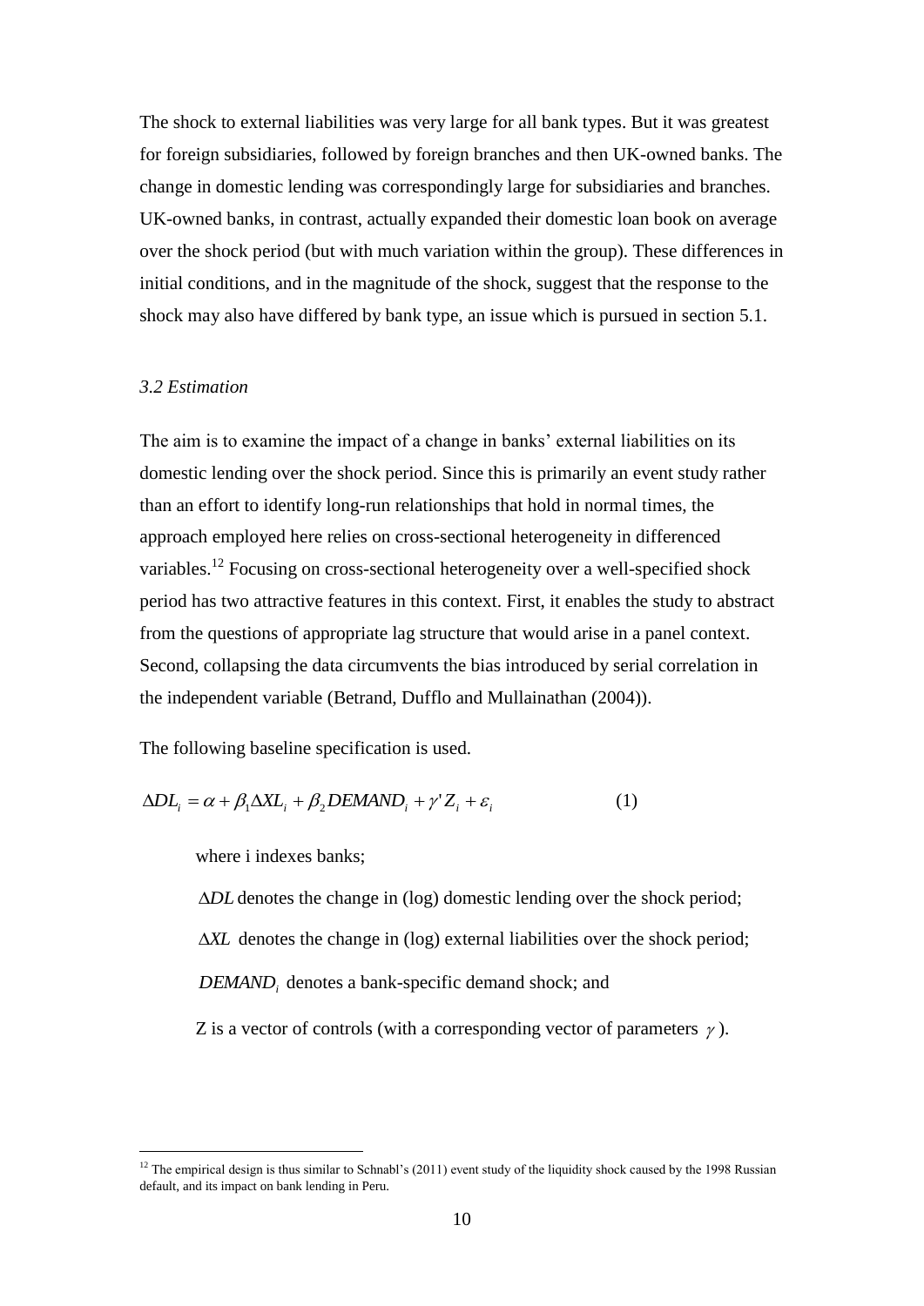The shock to external liabilities was very large for all bank types. But it was greatest for foreign subsidiaries, followed by foreign branches and then UK-owned banks. The change in domestic lending was correspondingly large for subsidiaries and branches. UK-owned banks, in contrast, actually expanded their domestic loan book on average over the shock period (but with much variation within the group). These differences in initial conditions, and in the magnitude of the shock, suggest that the response to the shock may also have differed by bank type, an issue which is pursued in section 5.1.

### *3.2 Estimation*

The aim is to examine the impact of a change in banks' external liabilities on its domestic lending over the shock period. Since this is primarily an event study rather than an effort to identify long-run relationships that hold in normal times, the approach employed here relies on cross-sectional heterogeneity in differenced variables.[12] Focusing on cross-sectional heterogeneity over a well-specified shock period has two attractive features in this context. First, it enables the study to abstract from the questions of appropriate lag structure that would arise in a panel context. Second, collapsing the data circumvents the bias introduced by serial correlation in the independent variable (Betrand, Dufflo and Mullainathan (2004)).

The following baseline specification is used.

$$\Delta DL_i = \alpha + \beta_1 \Delta XL_i + \beta_2 DEMAND_i + \gamma' Z_i + \varepsilon_i \qquad (1)$$

where i indexes banks;

$\Delta DL$ denotes the change in (log) domestic lending over the shock period;

$\Delta XL$ denotes the change in (log) external liabilities over the shock period;

$DEMAND_i$ denotes a bank-specific demand shock; and

Z is a vector of controls (with a corresponding vector of parameters $\gamma$).

[12] The empirical design is thus similar to Schnabl's (2011) event study of the liquidity shock caused by the 1998 Russian default, and its impact on bank lending in Peru.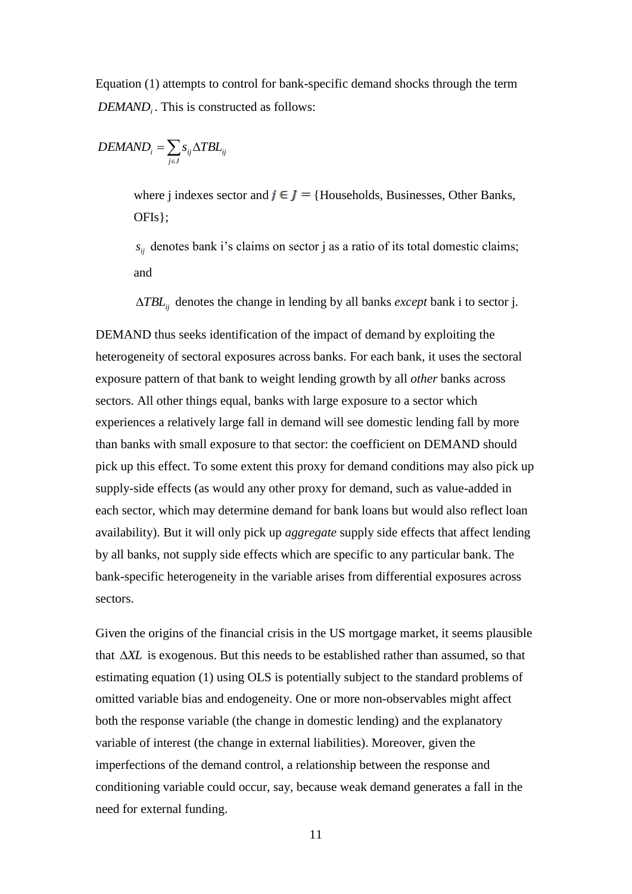Equation (1) attempts to control for bank-specific demand shocks through the term $DEMAND_i$. This is constructed as follows:

$$DEMAND_i = \sum_{j \in J} s_{ij} \Delta TBL_{ij}$$

> where j indexes sector and $j \in J =$ {Households, Businesses, Other Banks, OFIs};
>
> $s_{ij}$ denotes bank i's claims on sector j as a ratio of its total domestic claims; and
>
> $\Delta TBL_{ij}$ denotes the change in lending by all banks *except* bank i to sector j.

DEMAND thus seeks identification of the impact of demand by exploiting the heterogeneity of sectoral exposures across banks. For each bank, it uses the sectoral exposure pattern of that bank to weight lending growth by all *other* banks across sectors. All other things equal, banks with large exposure to a sector which experiences a relatively large fall in demand will see domestic lending fall by more than banks with small exposure to that sector: the coefficient on DEMAND should pick up this effect. To some extent this proxy for demand conditions may also pick up supply-side effects (as would any other proxy for demand, such as value-added in each sector, which may determine demand for bank loans but would also reflect loan availability). But it will only pick up *aggregate* supply side effects that affect lending by all banks, not supply side effects which are specific to any particular bank. The bank-specific heterogeneity in the variable arises from differential exposures across sectors.

Given the origins of the financial crisis in the US mortgage market, it seems plausible that $\Delta XL$ is exogenous. But this needs to be established rather than assumed, so that estimating equation (1) using OLS is potentially subject to the standard problems of omitted variable bias and endogeneity. One or more non-observables might affect both the response variable (the change in domestic lending) and the explanatory variable of interest (the change in external liabilities). Moreover, given the imperfections of the demand control, a relationship between the response and conditioning variable could occur, say, because weak demand generates a fall in the need for external funding.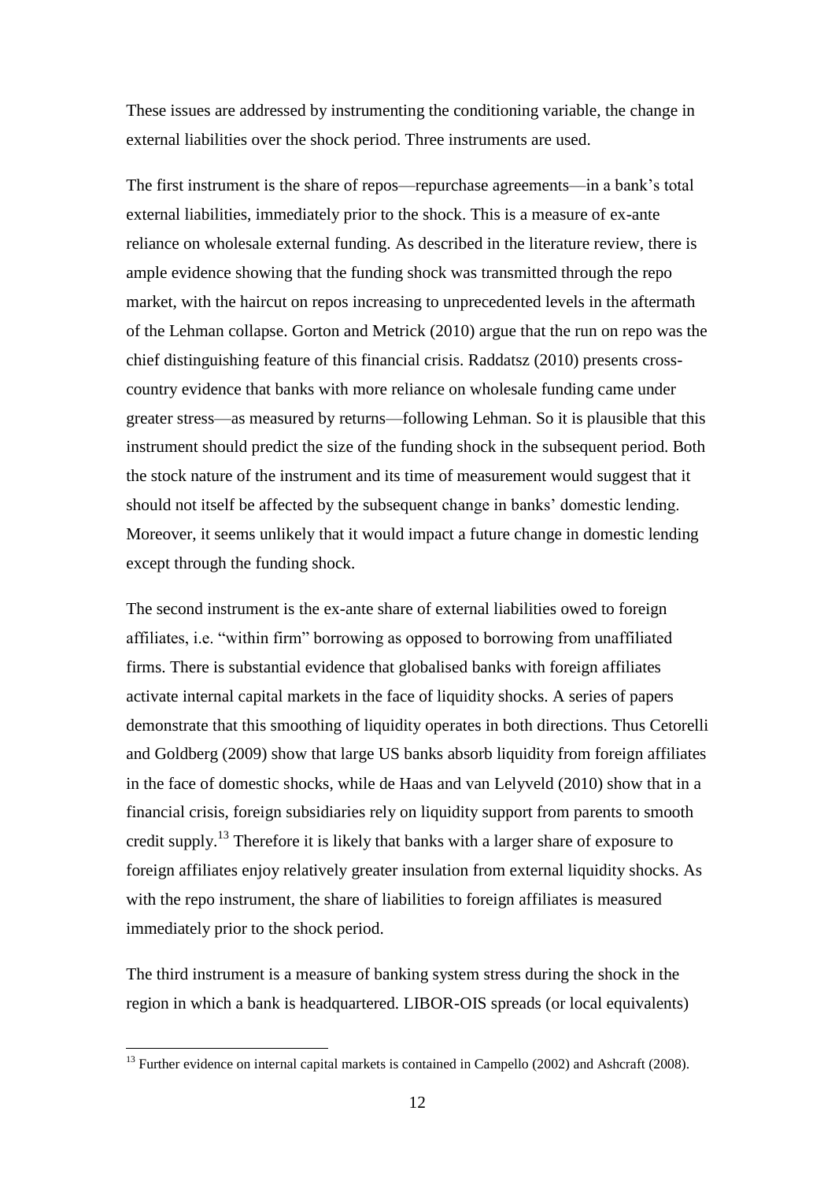These issues are addressed by instrumenting the conditioning variable, the change in external liabilities over the shock period. Three instruments are used.

The first instrument is the share of repos—repurchase agreements—in a bank's total external liabilities, immediately prior to the shock. This is a measure of ex-ante reliance on wholesale external funding. As described in the literature review, there is ample evidence showing that the funding shock was transmitted through the repo market, with the haircut on repos increasing to unprecedented levels in the aftermath of the Lehman collapse. Gorton and Metrick (2010) argue that the run on repo was the chief distinguishing feature of this financial crisis. Raddatsz (2010) presents cross-country evidence that banks with more reliance on wholesale funding came under greater stress—as measured by returns—following Lehman. So it is plausible that this instrument should predict the size of the funding shock in the subsequent period. Both the stock nature of the instrument and its time of measurement would suggest that it should not itself be affected by the subsequent change in banks' domestic lending. Moreover, it seems unlikely that it would impact a future change in domestic lending except through the funding shock.

The second instrument is the ex-ante share of external liabilities owed to foreign affiliates, i.e. "within firm" borrowing as opposed to borrowing from unaffiliated firms. There is substantial evidence that globalised banks with foreign affiliates activate internal capital markets in the face of liquidity shocks. A series of papers demonstrate that this smoothing of liquidity operates in both directions. Thus Cetorelli and Goldberg (2009) show that large US banks absorb liquidity from foreign affiliates in the face of domestic shocks, while de Haas and van Lelyveld (2010) show that in a financial crisis, foreign subsidiaries rely on liquidity support from parents to smooth credit supply.[13] Therefore it is likely that banks with a larger share of exposure to foreign affiliates enjoy relatively greater insulation from external liquidity shocks. As with the repo instrument, the share of liabilities to foreign affiliates is measured immediately prior to the shock period.

The third instrument is a measure of banking system stress during the shock in the region in which a bank is headquartered. LIBOR-OIS spreads (or local equivalents)

[13] Further evidence on internal capital markets is contained in Campello (2002) and Ashcraft (2008).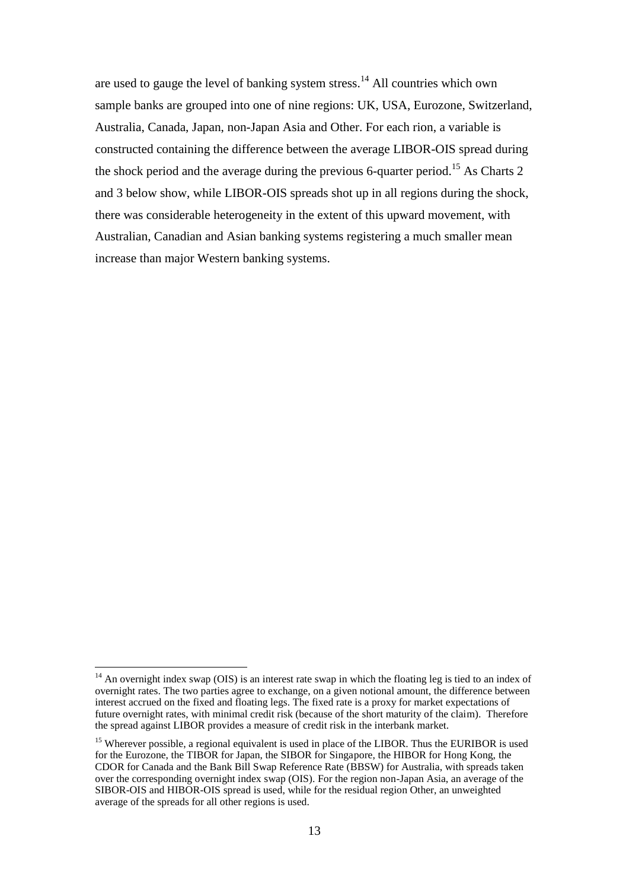are used to gauge the level of banking system stress.[14] All countries which own sample banks are grouped into one of nine regions: UK, USA, Eurozone, Switzerland, Australia, Canada, Japan, non-Japan Asia and Other. For each rion, a variable is constructed containing the difference between the average LIBOR-OIS spread during the shock period and the average during the previous 6-quarter period.[15] As Charts 2 and 3 below show, while LIBOR-OIS spreads shot up in all regions during the shock, there was considerable heterogeneity in the extent of this upward movement, with Australian, Canadian and Asian banking systems registering a much smaller mean increase than major Western banking systems.

---

[14] An overnight index swap (OIS) is an interest rate swap in which the floating leg is tied to an index of overnight rates. The two parties agree to exchange, on a given notional amount, the difference between interest accrued on the fixed and floating legs. The fixed rate is a proxy for market expectations of future overnight rates, with minimal credit risk (because of the short maturity of the claim). Therefore the spread against LIBOR provides a measure of credit risk in the interbank market.

[15] Wherever possible, a regional equivalent is used in place of the LIBOR. Thus the EURIBOR is used for the Eurozone, the TIBOR for Japan, the SIBOR for Singapore, the HIBOR for Hong Kong, the CDOR for Canada and the Bank Bill Swap Reference Rate (BBSW) for Australia, with spreads taken over the corresponding overnight index swap (OIS). For the region non-Japan Asia, an average of the SIBOR-OIS and HIBOR-OIS spread is used, while for the residual region Other, an unweighted average of the spreads for all other regions is used.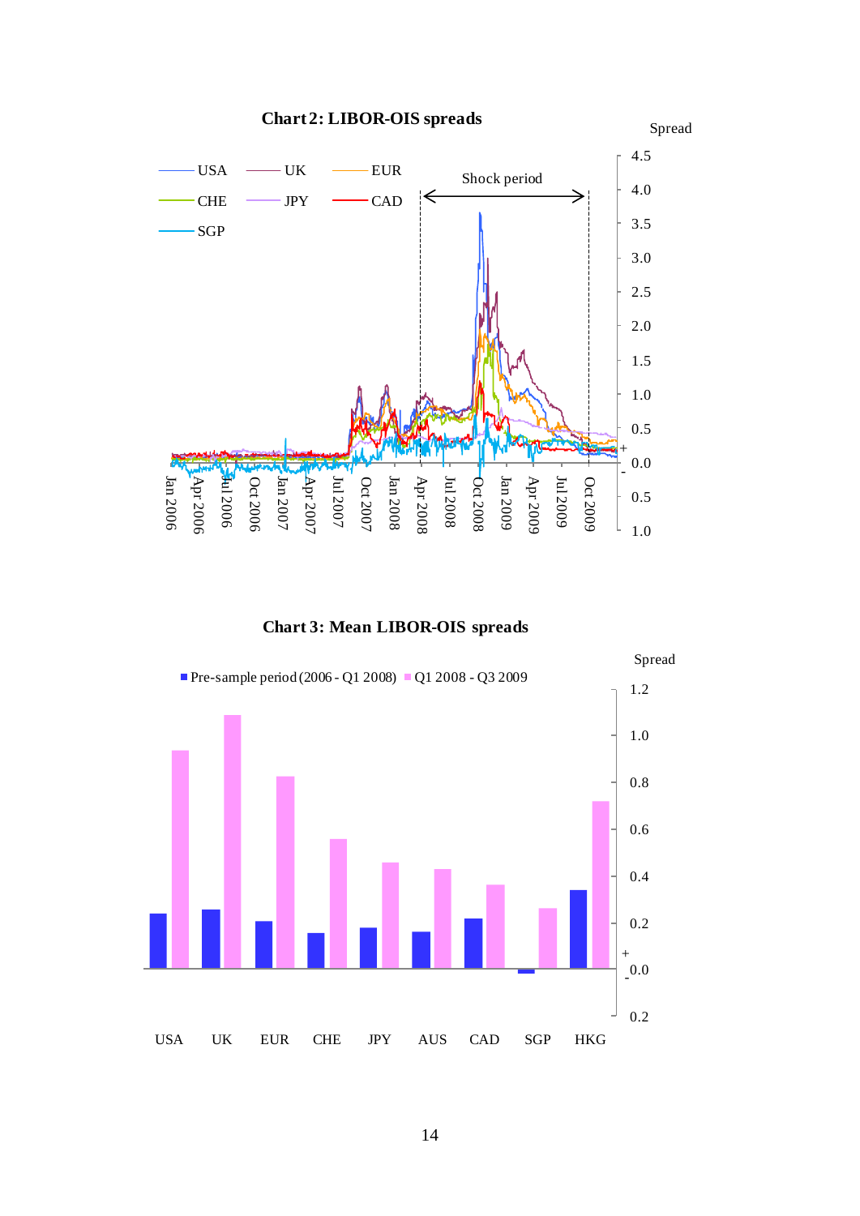**Chart 2: LIBOR-OIS spreads**

**Chart 3: Mean LIBOR-OIS spreads**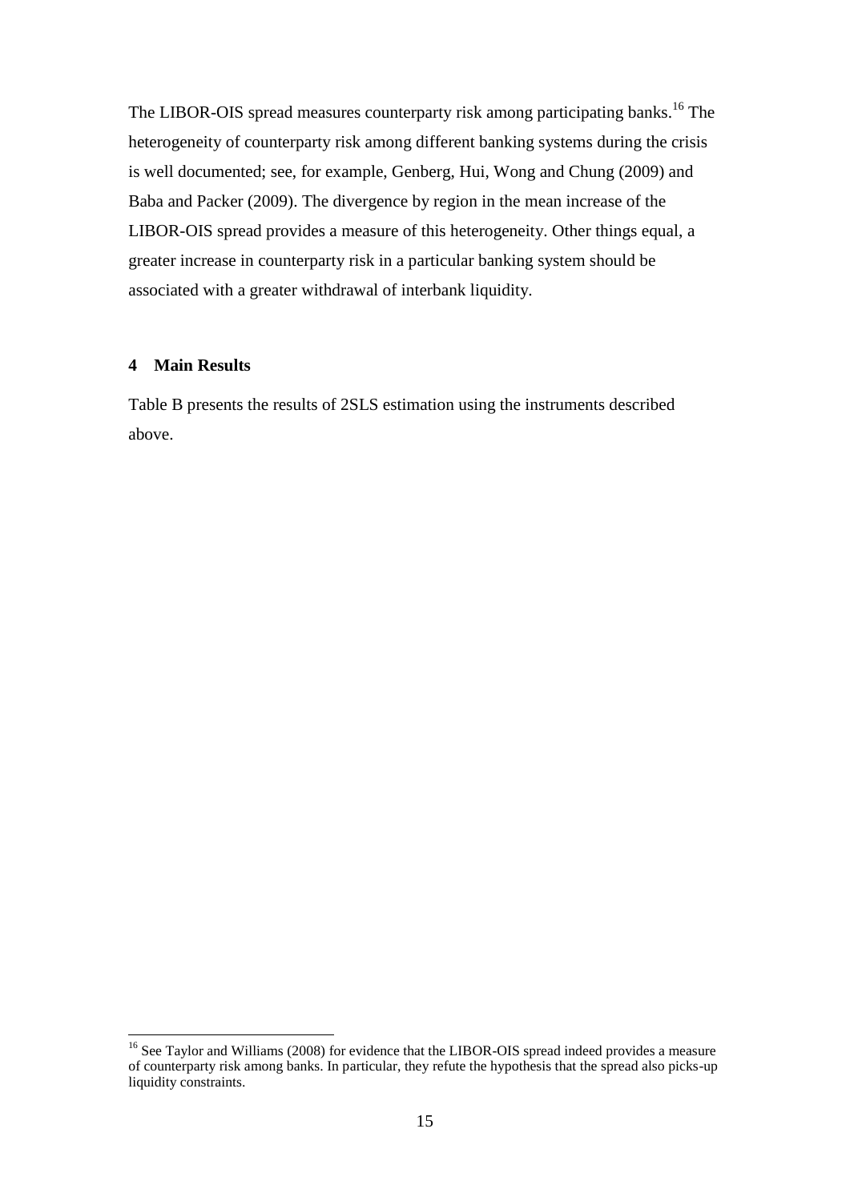The LIBOR-OIS spread measures counterparty risk among participating banks.[16] The heterogeneity of counterparty risk among different banking systems during the crisis is well documented; see, for example, Genberg, Hui, Wong and Chung (2009) and Baba and Packer (2009). The divergence by region in the mean increase of the LIBOR-OIS spread provides a measure of this heterogeneity. Other things equal, a greater increase in counterparty risk in a particular banking system should be associated with a greater withdrawal of interbank liquidity.

## 4 Main Results

Table B presents the results of 2SLS estimation using the instruments described above.

[16] See Taylor and Williams (2008) for evidence that the LIBOR-OIS spread indeed provides a measure of counterparty risk among banks. In particular, they refute the hypothesis that the spread also picks-up liquidity constraints.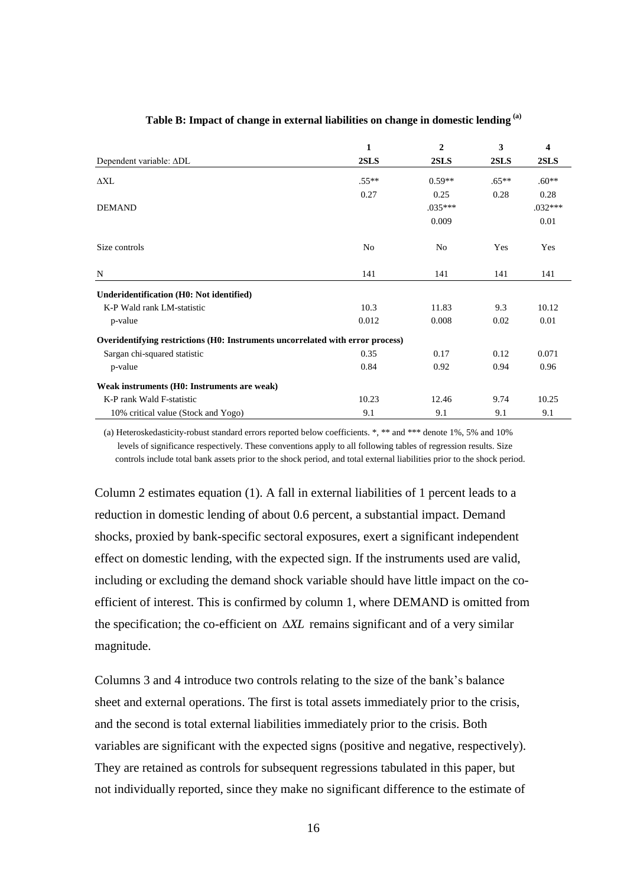**Table B: Impact of change in external liabilities on change in domestic lending [(a)]**

| | 1 | 2 | 3 | 4 |
|---|---|---|---|---|
| Dependent variable: ΔDL | **2SLS** | **2SLS** | **2SLS** | **2SLS** |
| ΔXL | .55** | 0.59** | .65** | .60** |
| | 0.27 | 0.25 | 0.28 | 0.28 |
| DEMAND | | .035*** | | .032*** |
| | | 0.009 | | 0.01 |
| Size controls | No | No | Yes | Yes |
| N | 141 | 141 | 141 | 141 |
| **Underidentification (H0: Not identified)** | | | | |
| K-P Wald rank LM-statistic | 10.3 | 11.83 | 9.3 | 10.12 |
| p-value | 0.012 | 0.008 | 0.02 | 0.01 |
| **Overidentifying restrictions (H0: Instruments uncorrelated with error process)** | | | | |
| Sargan chi-squared statistic | 0.35 | 0.17 | 0.12 | 0.071 |
| p-value | 0.84 | 0.92 | 0.94 | 0.96 |
| **Weak instruments (H0: Instruments are weak)** | | | | |
| K-P rank Wald F-statistic | 10.23 | 12.46 | 9.74 | 10.25 |
| 10% critical value (Stock and Yogo) | 9.1 | 9.1 | 9.1 | 9.1 |

(a) Heteroskedasticity-robust standard errors reported below coefficients. *, ** and *** denote 1%, 5% and 10% levels of significance respectively. These conventions apply to all following tables of regression results. Size controls include total bank assets prior to the shock period, and total external liabilities prior to the shock period.

Column 2 estimates equation (1). A fall in external liabilities of 1 percent leads to a reduction in domestic lending of about 0.6 percent, a substantial impact. Demand shocks, proxied by bank-specific sectoral exposures, exert a significant independent effect on domestic lending, with the expected sign. If the instruments used are valid, including or excluding the demand shock variable should have little impact on the co-efficient of interest. This is confirmed by column 1, where DEMAND is omitted from the specification; the co-efficient on $\Delta XL$ remains significant and of a very similar magnitude.

Columns 3 and 4 introduce two controls relating to the size of the bank's balance sheet and external operations. The first is total assets immediately prior to the crisis, and the second is total external liabilities immediately prior to the crisis. Both variables are significant with the expected signs (positive and negative, respectively). They are retained as controls for subsequent regressions tabulated in this paper, but not individually reported, since they make no significant difference to the estimate of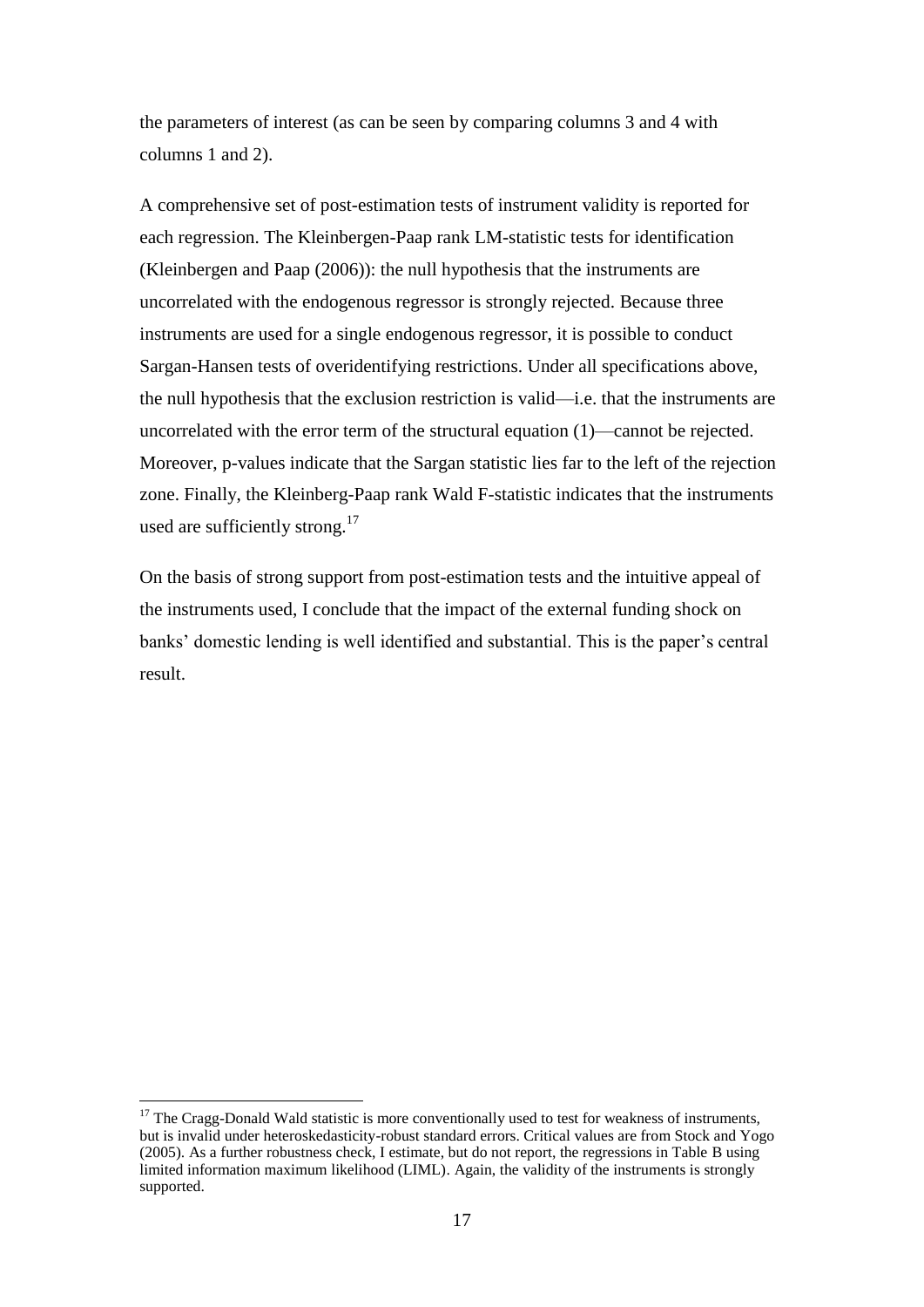the parameters of interest (as can be seen by comparing columns 3 and 4 with columns 1 and 2).

A comprehensive set of post-estimation tests of instrument validity is reported for each regression. The Kleinbergen-Paap rank LM-statistic tests for identification (Kleinbergen and Paap (2006)): the null hypothesis that the instruments are uncorrelated with the endogenous regressor is strongly rejected. Because three instruments are used for a single endogenous regressor, it is possible to conduct Sargan-Hansen tests of overidentifying restrictions. Under all specifications above, the null hypothesis that the exclusion restriction is valid—i.e. that the instruments are uncorrelated with the error term of the structural equation (1)—cannot be rejected. Moreover, p-values indicate that the Sargan statistic lies far to the left of the rejection zone. Finally, the Kleinberg-Paap rank Wald F-statistic indicates that the instruments used are sufficiently strong.[17]

On the basis of strong support from post-estimation tests and the intuitive appeal of the instruments used, I conclude that the impact of the external funding shock on banks' domestic lending is well identified and substantial. This is the paper's central result.

[17] The Cragg-Donald Wald statistic is more conventionally used to test for weakness of instruments, but is invalid under heteroskedasticity-robust standard errors. Critical values are from Stock and Yogo (2005). As a further robustness check, I estimate, but do not report, the regressions in Table B using limited information maximum likelihood (LIML). Again, the validity of the instruments is strongly supported.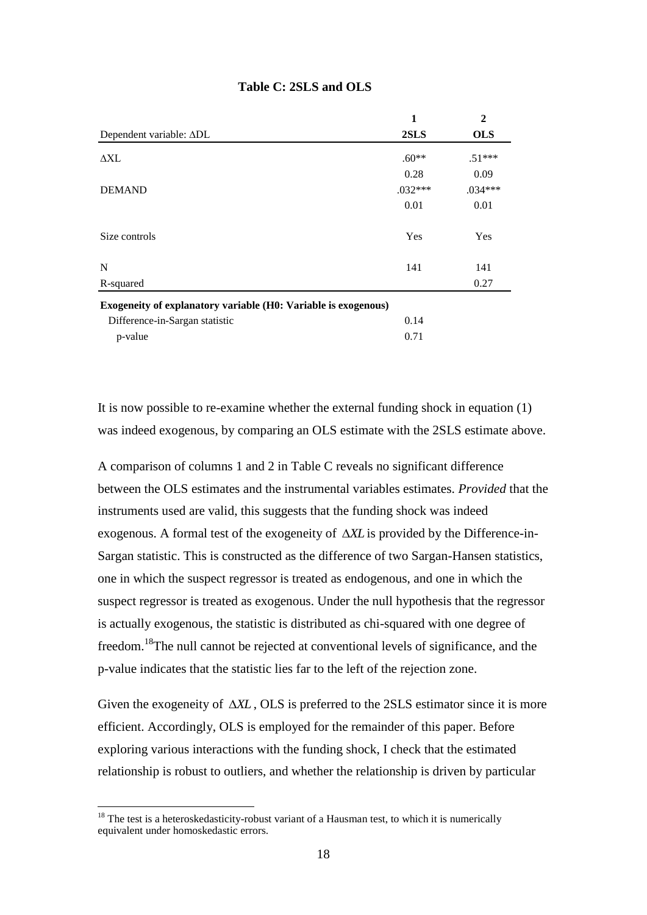**Table C: 2SLS and OLS**

| | 1 | 2 |
|---|---|---|
| Dependent variable: ΔDL | **2SLS** | **OLS** |
| ΔXL | .60** | .51*** |
| | 0.28 | 0.09 |
| DEMAND | .032*** | .034*** |
| | 0.01 | 0.01 |
| Size controls | Yes | Yes |
| N | 141 | 141 |
| R-squared | | 0.27 |
| **Exogeneity of explanatory variable (H0: Variable is exogenous)** | | |
| Difference-in-Sargan statistic | 0.14 | |
| p-value | 0.71 | |

It is now possible to re-examine whether the external funding shock in equation (1) was indeed exogenous, by comparing an OLS estimate with the 2SLS estimate above.

A comparison of columns 1 and 2 in Table C reveals no significant difference between the OLS estimates and the instrumental variables estimates. *Provided* that the instruments used are valid, this suggests that the funding shock was indeed exogenous. A formal test of the exogeneity of $\Delta XL$ is provided by the Difference-in-Sargan statistic. This is constructed as the difference of two Sargan-Hansen statistics, one in which the suspect regressor is treated as endogenous, and one in which the suspect regressor is treated as exogenous. Under the null hypothesis that the regressor is actually exogenous, the statistic is distributed as chi-squared with one degree of freedom.[18] The null cannot be rejected at conventional levels of significance, and the p-value indicates that the statistic lies far to the left of the rejection zone.

Given the exogeneity of $\Delta XL$, OLS is preferred to the 2SLS estimator since it is more efficient. Accordingly, OLS is employed for the remainder of this paper. Before exploring various interactions with the funding shock, I check that the estimated relationship is robust to outliers, and whether the relationship is driven by particular

[18] The test is a heteroskedasticity-robust variant of a Hausman test, to which it is numerically equivalent under homoskedastic errors.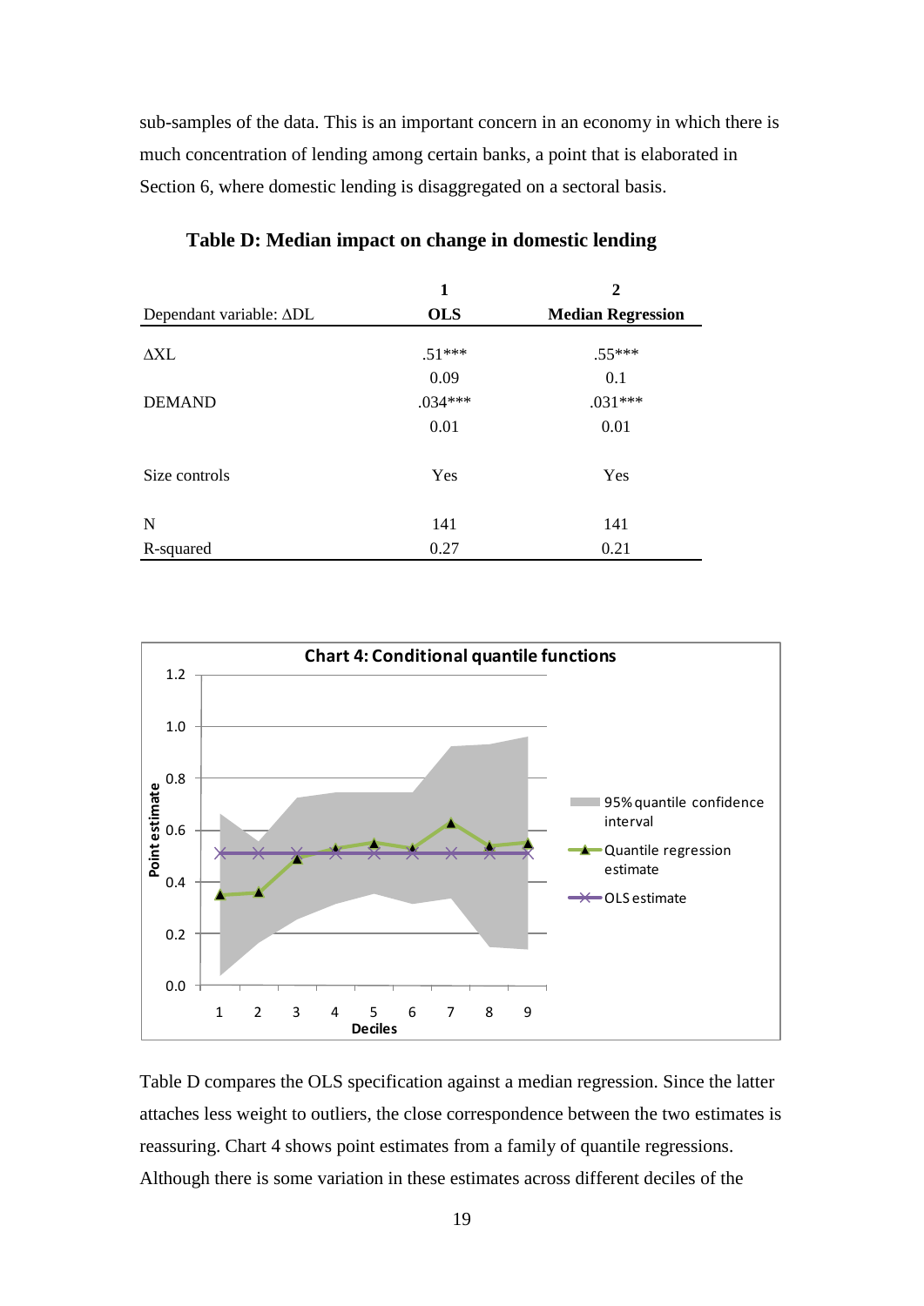sub-samples of the data. This is an important concern in an economy in which there is much concentration of lending among certain banks, a point that is elaborated in Section 6, where domestic lending is disaggregated on a sectoral basis.

**Table D: Median impact on change in domestic lending**

| | 1 | 2 |
|---|---|---|
| Dependant variable: ΔDL | **OLS** | **Median Regression** |
| ΔXL | .51*** | .55*** |
| | 0.09 | 0.1 |
| DEMAND | .034*** | .031*** |
| | 0.01 | 0.01 |
| Size controls | Yes | Yes |
| N | 141 | 141 |
| R-squared | 0.27 | 0.21 |

**Chart 4: Conditional quantile functions**

Table D compares the OLS specification against a median regression. Since the latter attaches less weight to outliers, the close correspondence between the two estimates is reassuring. Chart 4 shows point estimates from a family of quantile regressions. Although there is some variation in these estimates across different deciles of the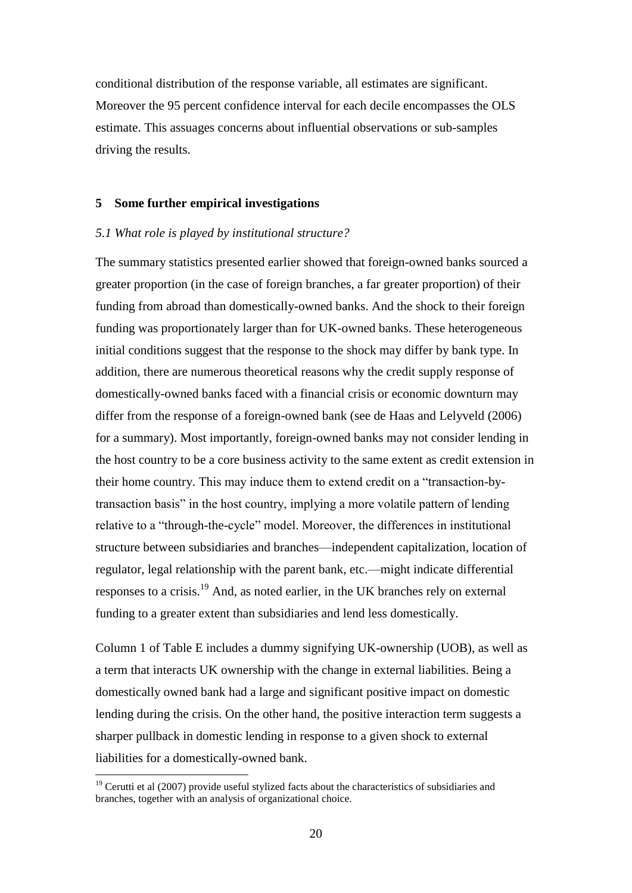conditional distribution of the response variable, all estimates are significant. Moreover the 95 percent confidence interval for each decile encompasses the OLS estimate. This assuages concerns about influential observations or sub-samples driving the results.

## 5 Some further empirical investigations

### *5.1 What role is played by institutional structure?*

The summary statistics presented earlier showed that foreign-owned banks sourced a greater proportion (in the case of foreign branches, a far greater proportion) of their funding from abroad than domestically-owned banks. And the shock to their foreign funding was proportionately larger than for UK-owned banks. These heterogeneous initial conditions suggest that the response to the shock may differ by bank type. In addition, there are numerous theoretical reasons why the credit supply response of domestically-owned banks faced with a financial crisis or economic downturn may differ from the response of a foreign-owned bank (see de Haas and Lelyveld (2006) for a summary). Most importantly, foreign-owned banks may not consider lending in the host country to be a core business activity to the same extent as credit extension in their home country. This may induce them to extend credit on a "transaction-by-transaction basis" in the host country, implying a more volatile pattern of lending relative to a "through-the-cycle" model. Moreover, the differences in institutional structure between subsidiaries and branches—independent capitalization, location of regulator, legal relationship with the parent bank, etc.—might indicate differential responses to a crisis.[19] And, as noted earlier, in the UK branches rely on external funding to a greater extent than subsidiaries and lend less domestically.

Column 1 of Table E includes a dummy signifying UK-ownership (UOB), as well as a term that interacts UK ownership with the change in external liabilities. Being a domestically owned bank had a large and significant positive impact on domestic lending during the crisis. On the other hand, the positive interaction term suggests a sharper pullback in domestic lending in response to a given shock to external liabilities for a domestically-owned bank.

[19] Cerutti et al (2007) provide useful stylized facts about the characteristics of subsidiaries and branches, together with an analysis of organizational choice.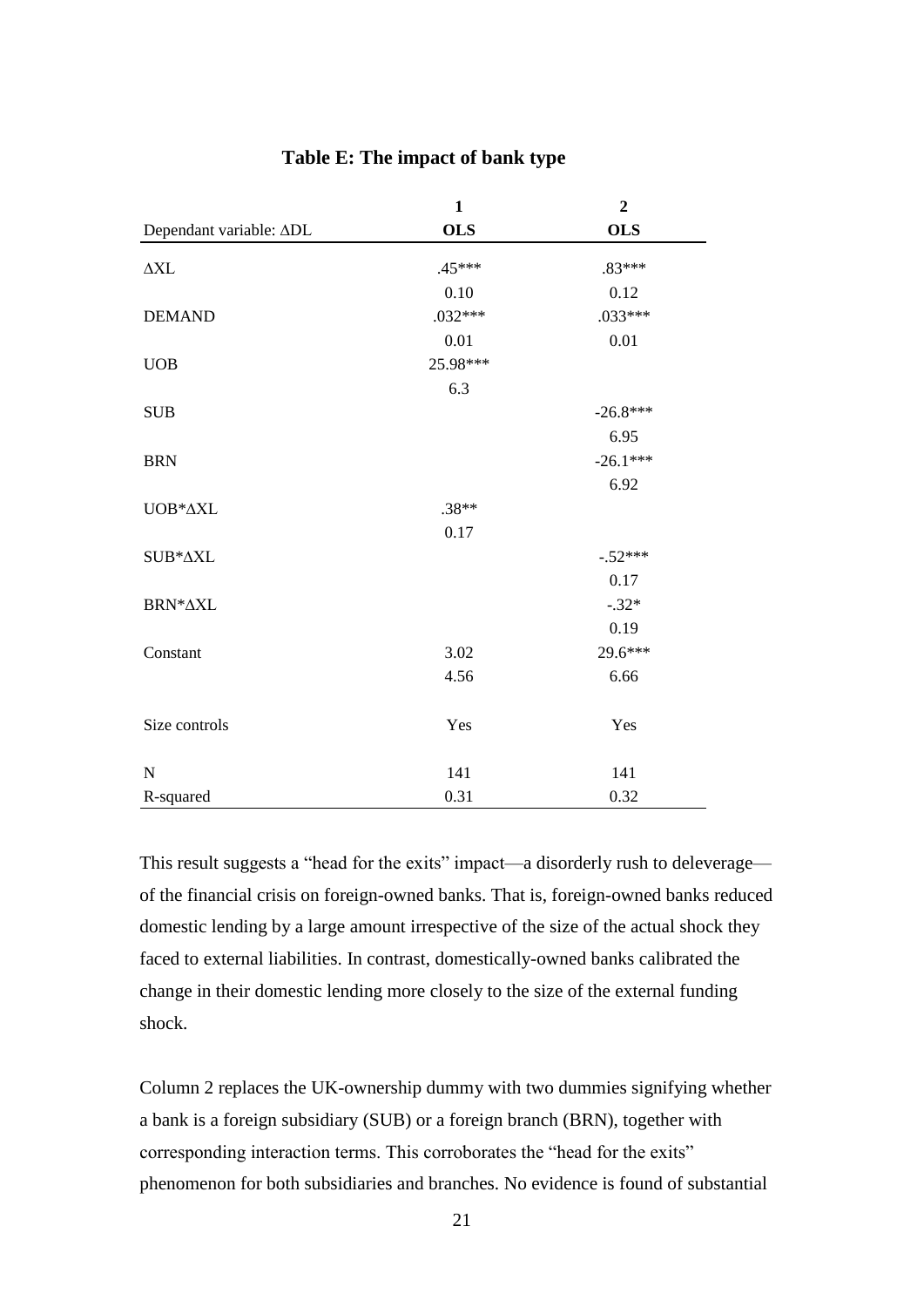**Table E: The impact of bank type**

| | 1 | 2 |
|---|---|---|
| Dependant variable: ΔDL | **OLS** | **OLS** |
| ΔXL | .45*** | .83*** |
| | 0.10 | 0.12 |
| DEMAND | .032*** | .033*** |
| | 0.01 | 0.01 |
| UOB | 25.98*** | |
| | 6.3 | |
| SUB | | -26.8*** |
| | | 6.95 |
| BRN | | -26.1*** |
| | | 6.92 |
| UOB*ΔXL | .38** | |
| | 0.17 | |
| SUB*ΔXL | | -.52*** |
| | | 0.17 |
| BRN*ΔXL | | -.32* |
| | | 0.19 |
| Constant | 3.02 | 29.6*** |
| | 4.56 | 6.66 |
| Size controls | Yes | Yes |
| N | 141 | 141 |
| R-squared | 0.31 | 0.32 |

This result suggests a "head for the exits" impact—a disorderly rush to deleverage—of the financial crisis on foreign-owned banks. That is, foreign-owned banks reduced domestic lending by a large amount irrespective of the size of the actual shock they faced to external liabilities. In contrast, domestically-owned banks calibrated the change in their domestic lending more closely to the size of the external funding shock.

Column 2 replaces the UK-ownership dummy with two dummies signifying whether a bank is a foreign subsidiary (SUB) or a foreign branch (BRN), together with corresponding interaction terms. This corroborates the "head for the exits" phenomenon for both subsidiaries and branches. No evidence is found of substantial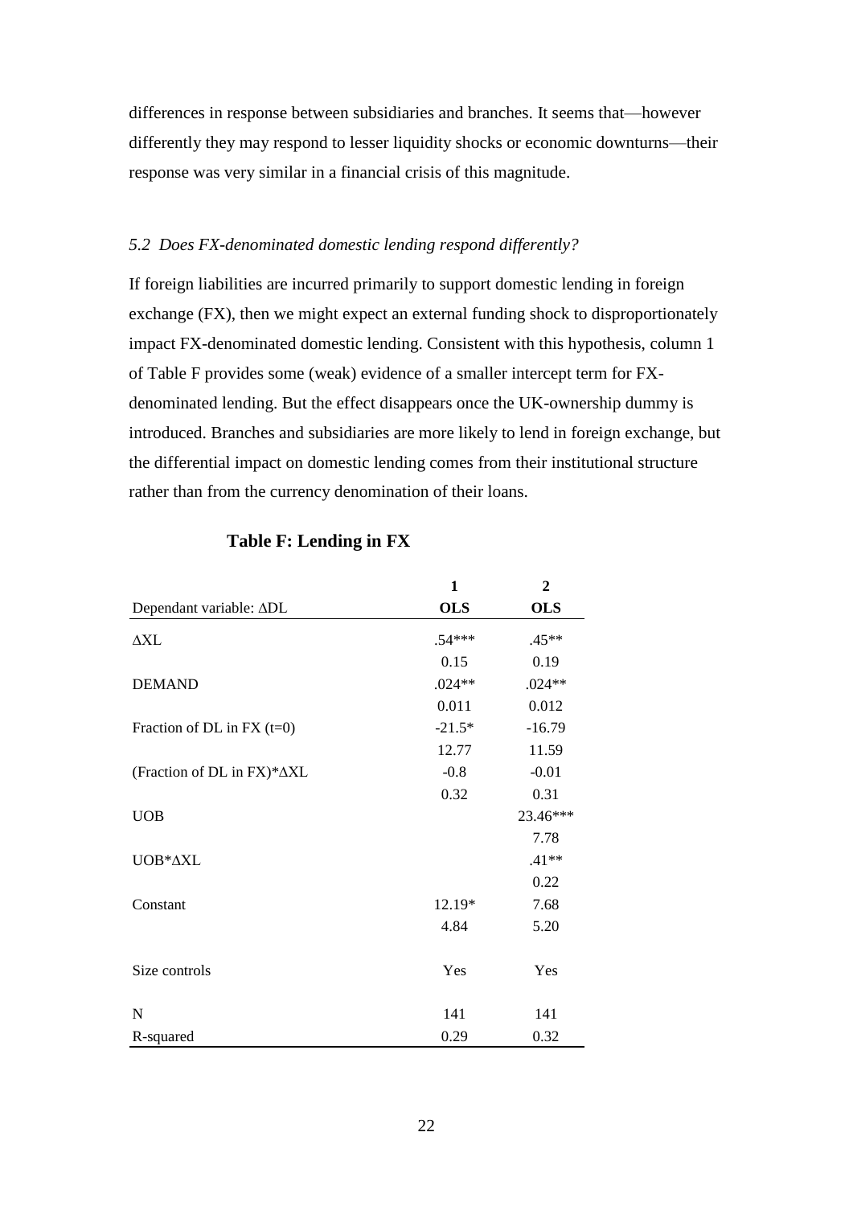differences in response between subsidiaries and branches. It seems that—however differently they may respond to lesser liquidity shocks or economic downturns—their response was very similar in a financial crisis of this magnitude.

### *5.2 Does FX-denominated domestic lending respond differently?*

If foreign liabilities are incurred primarily to support domestic lending in foreign exchange (FX), then we might expect an external funding shock to disproportionately impact FX-denominated domestic lending. Consistent with this hypothesis, column 1 of Table F provides some (weak) evidence of a smaller intercept term for FX-denominated lending. But the effect disappears once the UK-ownership dummy is introduced. Branches and subsidiaries are more likely to lend in foreign exchange, but the differential impact on domestic lending comes from their institutional structure rather than from the currency denomination of their loans.

**Table F: Lending in FX**

| | **1** | **2** |
|---|---|---|
| Dependant variable: ΔDL | **OLS** | **OLS** |
| ΔXL | .54*** | .45** |
| | 0.15 | 0.19 |
| DEMAND | .024** | .024** |
| | 0.011 | 0.012 |
| Fraction of DL in FX (t=0) | -21.5* | -16.79 |
| | 12.77 | 11.59 |
| (Fraction of DL in FX)*ΔXL | -0.8 | -0.01 |
| | 0.32 | 0.31 |
| UOB | | 23.46*** |
| | | 7.78 |
| UOB*ΔXL | | .41** |
| | | 0.22 |
| Constant | 12.19* | 7.68 |
| | 4.84 | 5.20 |
| Size controls | Yes | Yes |
| N | 141 | 141 |
| R-squared | 0.29 | 0.32 |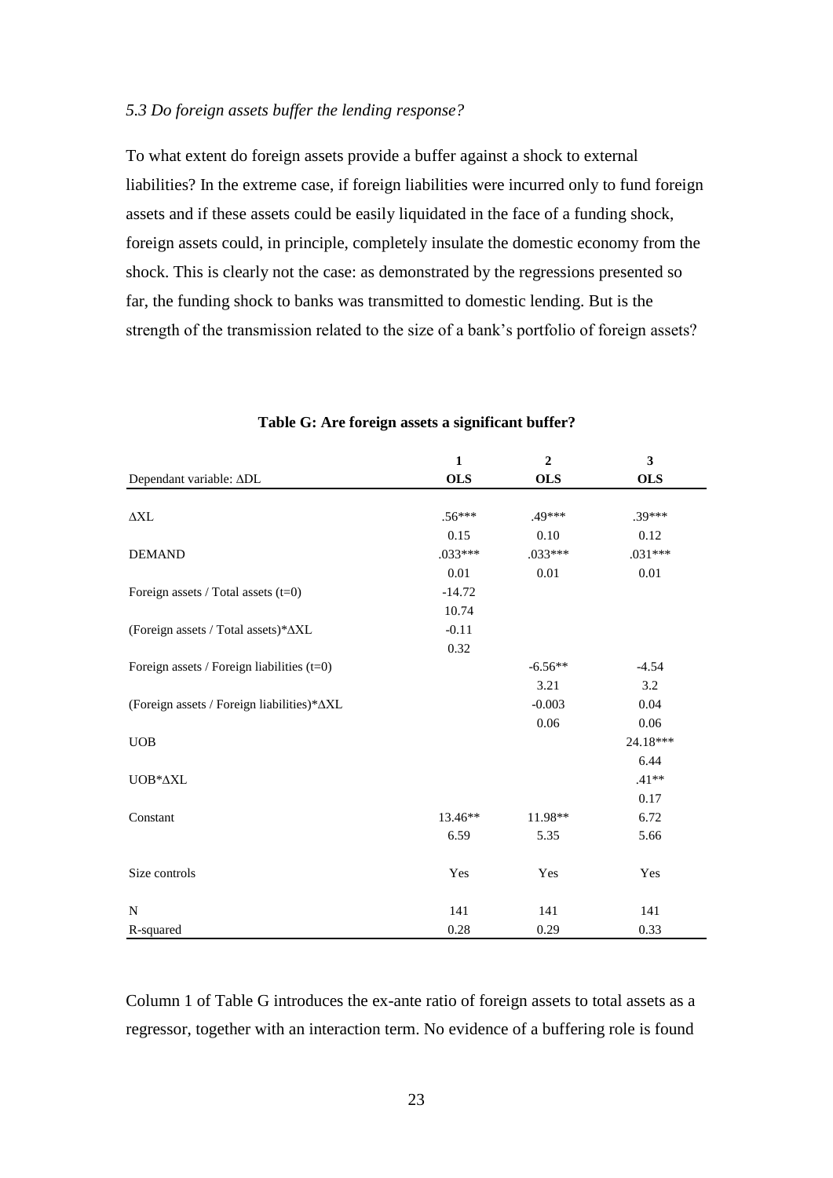### *5.3 Do foreign assets buffer the lending response?*

To what extent do foreign assets provide a buffer against a shock to external liabilities? In the extreme case, if foreign liabilities were incurred only to fund foreign assets and if these assets could be easily liquidated in the face of a funding shock, foreign assets could, in principle, completely insulate the domestic economy from the shock. This is clearly not the case: as demonstrated by the regressions presented so far, the funding shock to banks was transmitted to domestic lending. But is the strength of the transmission related to the size of a bank's portfolio of foreign assets?

**Table G: Are foreign assets a significant buffer?**

| | 1 | 2 | 3 |
|---|---|---|---|
| Dependant variable: ΔDL | **OLS** | **OLS** | **OLS** |
| ΔXL | .56*** | .49*** | .39*** |
| | 0.15 | 0.10 | 0.12 |
| DEMAND | .033*** | .033*** | .031*** |
| | 0.01 | 0.01 | 0.01 |
| Foreign assets / Total assets (t=0) | -14.72 | | |
| | 10.74 | | |
| (Foreign assets / Total assets)*ΔXL | -0.11 | | |
| | 0.32 | | |
| Foreign assets / Foreign liabilities (t=0) | | -6.56** | -4.54 |
| | | 3.21 | 3.2 |
| (Foreign assets / Foreign liabilities)*ΔXL | | -0.003 | 0.04 |
| | | 0.06 | 0.06 |
| UOB | | | 24.18*** |
| | | | 6.44 |
| UOB*ΔXL | | | .41** |
| | | | 0.17 |
| Constant | 13.46** | 11.98** | 6.72 |
| | 6.59 | 5.35 | 5.66 |
| Size controls | Yes | Yes | Yes |
| N | 141 | 141 | 141 |
| R-squared | 0.28 | 0.29 | 0.33 |

Column 1 of Table G introduces the ex-ante ratio of foreign assets to total assets as a regressor, together with an interaction term. No evidence of a buffering role is found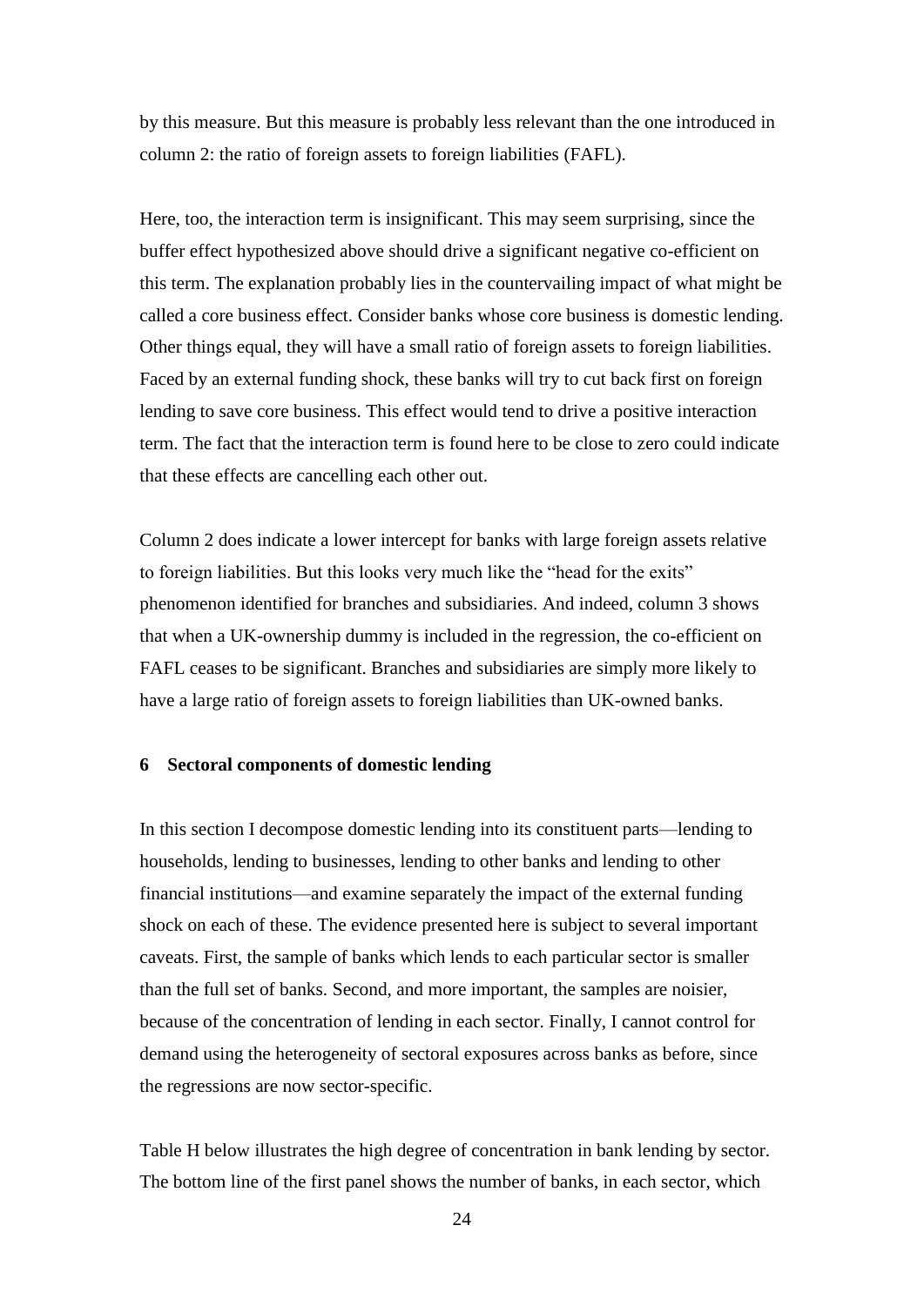by this measure. But this measure is probably less relevant than the one introduced in column 2: the ratio of foreign assets to foreign liabilities (FAFL).

Here, too, the interaction term is insignificant. This may seem surprising, since the buffer effect hypothesized above should drive a significant negative co-efficient on this term. The explanation probably lies in the countervailing impact of what might be called a core business effect. Consider banks whose core business is domestic lending. Other things equal, they will have a small ratio of foreign assets to foreign liabilities. Faced by an external funding shock, these banks will try to cut back first on foreign lending to save core business. This effect would tend to drive a positive interaction term. The fact that the interaction term is found here to be close to zero could indicate that these effects are cancelling each other out.

Column 2 does indicate a lower intercept for banks with large foreign assets relative to foreign liabilities. But this looks very much like the "head for the exits" phenomenon identified for branches and subsidiaries. And indeed, column 3 shows that when a UK-ownership dummy is included in the regression, the co-efficient on FAFL ceases to be significant. Branches and subsidiaries are simply more likely to have a large ratio of foreign assets to foreign liabilities than UK-owned banks.

## 6 Sectoral components of domestic lending

In this section I decompose domestic lending into its constituent parts—lending to households, lending to businesses, lending to other banks and lending to other financial institutions—and examine separately the impact of the external funding shock on each of these. The evidence presented here is subject to several important caveats. First, the sample of banks which lends to each particular sector is smaller than the full set of banks. Second, and more important, the samples are noisier, because of the concentration of lending in each sector. Finally, I cannot control for demand using the heterogeneity of sectoral exposures across banks as before, since the regressions are now sector-specific.

Table H below illustrates the high degree of concentration in bank lending by sector. The bottom line of the first panel shows the number of banks, in each sector, which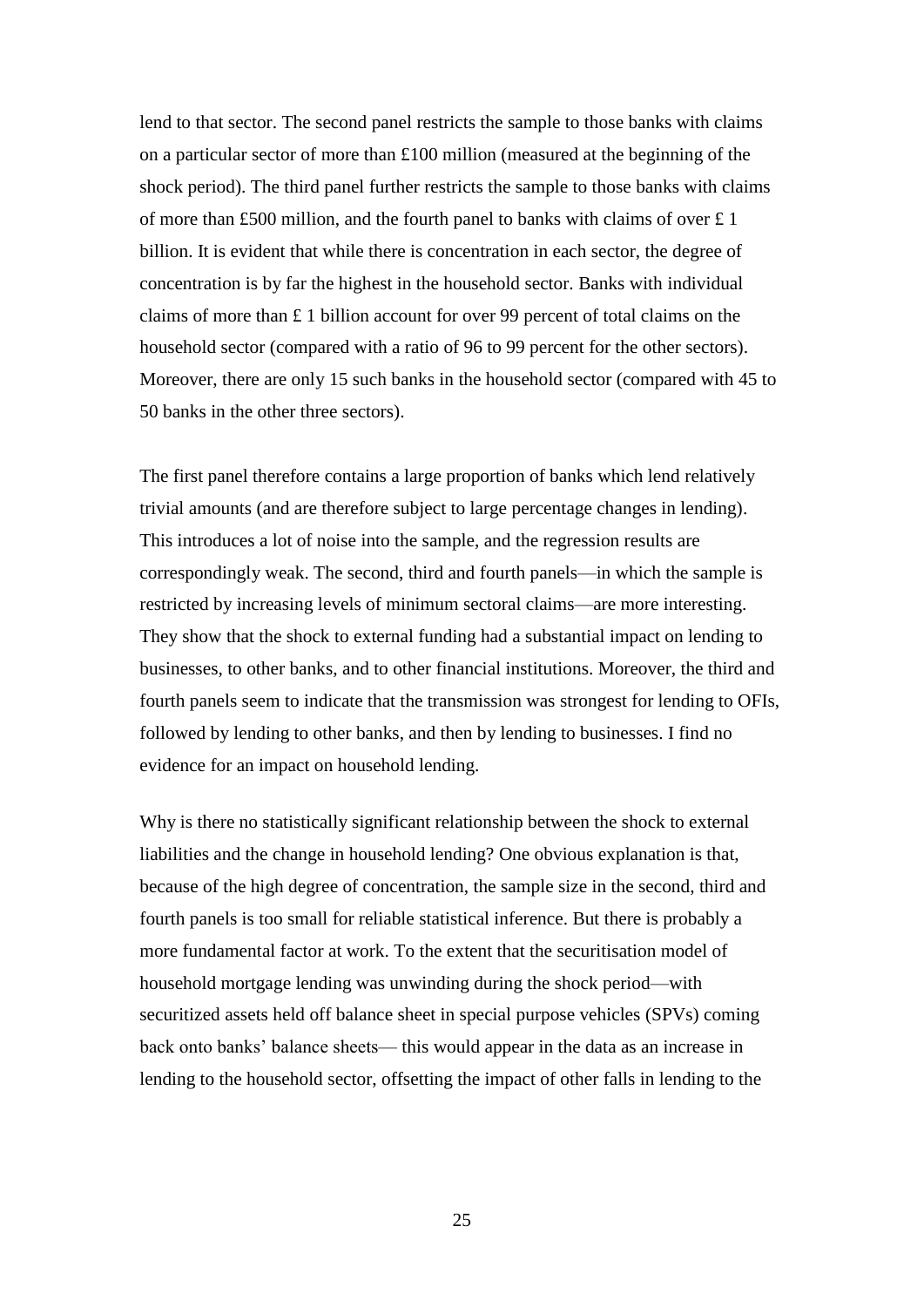lend to that sector. The second panel restricts the sample to those banks with claims on a particular sector of more than £100 million (measured at the beginning of the shock period). The third panel further restricts the sample to those banks with claims of more than £500 million, and the fourth panel to banks with claims of over £ 1 billion. It is evident that while there is concentration in each sector, the degree of concentration is by far the highest in the household sector. Banks with individual claims of more than £ 1 billion account for over 99 percent of total claims on the household sector (compared with a ratio of 96 to 99 percent for the other sectors). Moreover, there are only 15 such banks in the household sector (compared with 45 to 50 banks in the other three sectors).

The first panel therefore contains a large proportion of banks which lend relatively trivial amounts (and are therefore subject to large percentage changes in lending). This introduces a lot of noise into the sample, and the regression results are correspondingly weak. The second, third and fourth panels—in which the sample is restricted by increasing levels of minimum sectoral claims—are more interesting. They show that the shock to external funding had a substantial impact on lending to businesses, to other banks, and to other financial institutions. Moreover, the third and fourth panels seem to indicate that the transmission was strongest for lending to OFIs, followed by lending to other banks, and then by lending to businesses. I find no evidence for an impact on household lending.

Why is there no statistically significant relationship between the shock to external liabilities and the change in household lending? One obvious explanation is that, because of the high degree of concentration, the sample size in the second, third and fourth panels is too small for reliable statistical inference. But there is probably a more fundamental factor at work. To the extent that the securitisation model of household mortgage lending was unwinding during the shock period—with securitized assets held off balance sheet in special purpose vehicles (SPVs) coming back onto banks' balance sheets— this would appear in the data as an increase in lending to the household sector, offsetting the impact of other falls in lending to the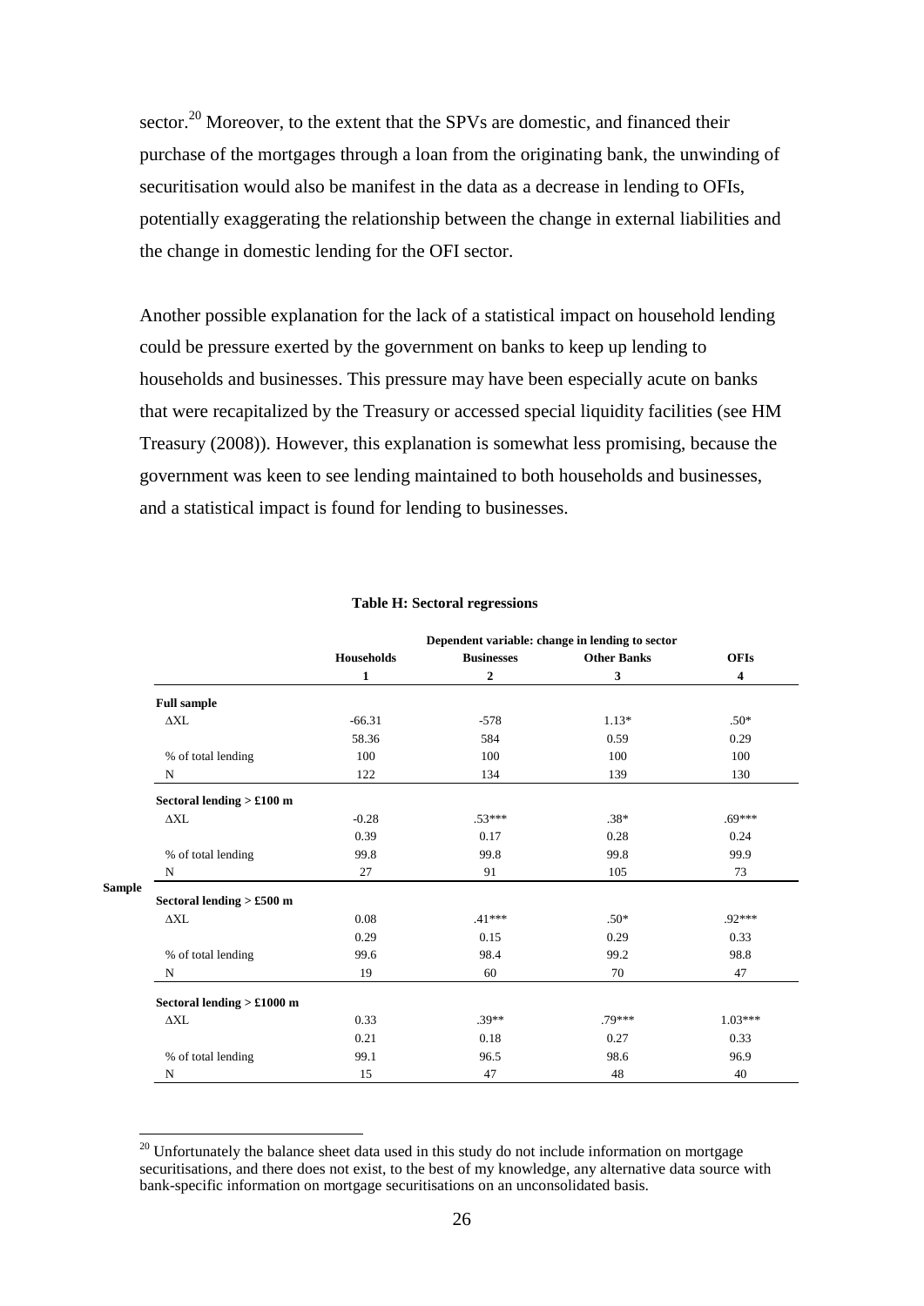sector.[20] Moreover, to the extent that the SPVs are domestic, and financed their purchase of the mortgages through a loan from the originating bank, the unwinding of securitisation would also be manifest in the data as a decrease in lending to OFIs, potentially exaggerating the relationship between the change in external liabilities and the change in domestic lending for the OFI sector.

Another possible explanation for the lack of a statistical impact on household lending could be pressure exerted by the government on banks to keep up lending to households and businesses. This pressure may have been especially acute on banks that were recapitalized by the Treasury or accessed special liquidity facilities (see HM Treasury (2008)). However, this explanation is somewhat less promising, because the government was keen to see lending maintained to both households and businesses, and a statistical impact is found for lending to businesses.

**Table H: Sectoral regressions**

| | | Dependent variable: change in lending to sector | | | |
|---|---|---|---|---|---|
| | | **Households** | **Businesses** | **Other Banks** | **OFIs** |
| | | **1** | **2** | **3** | **4** |
| **Sample** | **Full sample** | | | | |
| | ΔXL | -66.31 | -578 | 1.13* | .50* |
| | | 58.36 | 584 | 0.59 | 0.29 |
| | % of total lending | 100 | 100 | 100 | 100 |
| | N | 122 | 134 | 139 | 130 |
| | **Sectoral lending > £100 m** | | | | |
| | ΔXL | -0.28 | .53*** | .38* | .69*** |
| | | 0.39 | 0.17 | 0.28 | 0.24 |
| | % of total lending | 99.8 | 99.8 | 99.8 | 99.9 |
| | N | 27 | 91 | 105 | 73 |
| | **Sectoral lending > £500 m** | | | | |
| | ΔXL | 0.08 | .41*** | .50* | .92*** |
| | | 0.29 | 0.15 | 0.29 | 0.33 |
| | % of total lending | 99.6 | 98.4 | 99.2 | 98.8 |
| | N | 19 | 60 | 70 | 47 |
| | **Sectoral lending > £1000 m** | | | | |
| | ΔXL | 0.33 | .39** | .79*** | 1.03*** |
| | | 0.21 | 0.18 | 0.27 | 0.33 |
| | % of total lending | 99.1 | 96.5 | 98.6 | 96.9 |
| | N | 15 | 47 | 48 | 40 |

[20] Unfortunately the balance sheet data used in this study do not include information on mortgage securitisations, and there does not exist, to the best of my knowledge, any alternative data source with bank-specific information on mortgage securitisations on an unconsolidated basis.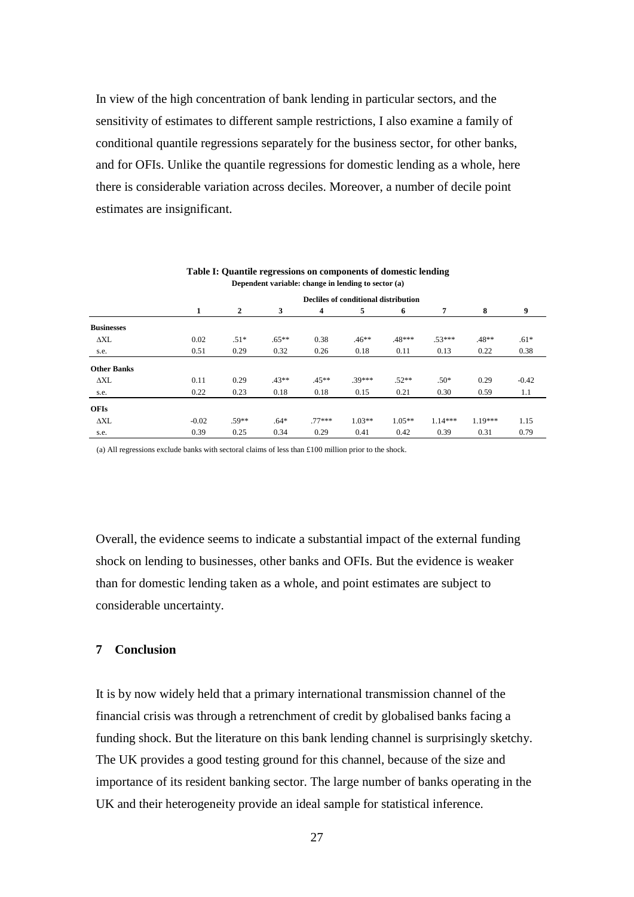In view of the high concentration of bank lending in particular sectors, and the sensitivity of estimates to different sample restrictions, I also examine a family of conditional quantile regressions separately for the business sector, for other banks, and for OFIs. Unlike the quantile regressions for domestic lending as a whole, here there is considerable variation across deciles. Moreover, a number of decile point estimates are insignificant.

**Table I: Quantile regressions on components of domestic lending**
**Dependent variable: change in lending to sector (a)**

| | Deciles of conditional distribution | | | | | | | | |
|---|---|---|---|---|---|---|---|---|---|
| | **1** | **2** | **3** | **4** | **5** | **6** | **7** | **8** | **9** |
| **Businesses** | | | | | | | | | |
| ΔXL | 0.02 | .51* | .65** | 0.38 | .46** | .48*** | .53*** | .48** | .61* |
| s.e. | 0.51 | 0.29 | 0.32 | 0.26 | 0.18 | 0.11 | 0.13 | 0.22 | 0.38 |
| **Other Banks** | | | | | | | | | |
| ΔXL | 0.11 | 0.29 | .43** | .45** | .39*** | .52** | .50* | 0.29 | -0.42 |
| s.e. | 0.22 | 0.23 | 0.18 | 0.18 | 0.15 | 0.21 | 0.30 | 0.59 | 1.1 |
| **OFIs** | | | | | | | | | |
| ΔXL | -0.02 | .59** | .64* | .77*** | 1.03** | 1.05** | 1.14*** | 1.19*** | 1.15 |
| s.e. | 0.39 | 0.25 | 0.34 | 0.29 | 0.41 | 0.42 | 0.39 | 0.31 | 0.79 |

(a) All regressions exclude banks with sectoral claims of less than £100 million prior to the shock.

Overall, the evidence seems to indicate a substantial impact of the external funding shock on lending to businesses, other banks and OFIs. But the evidence is weaker than for domestic lending taken as a whole, and point estimates are subject to considerable uncertainty.

## 7 Conclusion

It is by now widely held that a primary international transmission channel of the financial crisis was through a retrenchment of credit by globalised banks facing a funding shock. But the literature on this bank lending channel is surprisingly sketchy. The UK provides a good testing ground for this channel, because of the size and importance of its resident banking sector. The large number of banks operating in the UK and their heterogeneity provide an ideal sample for statistical inference.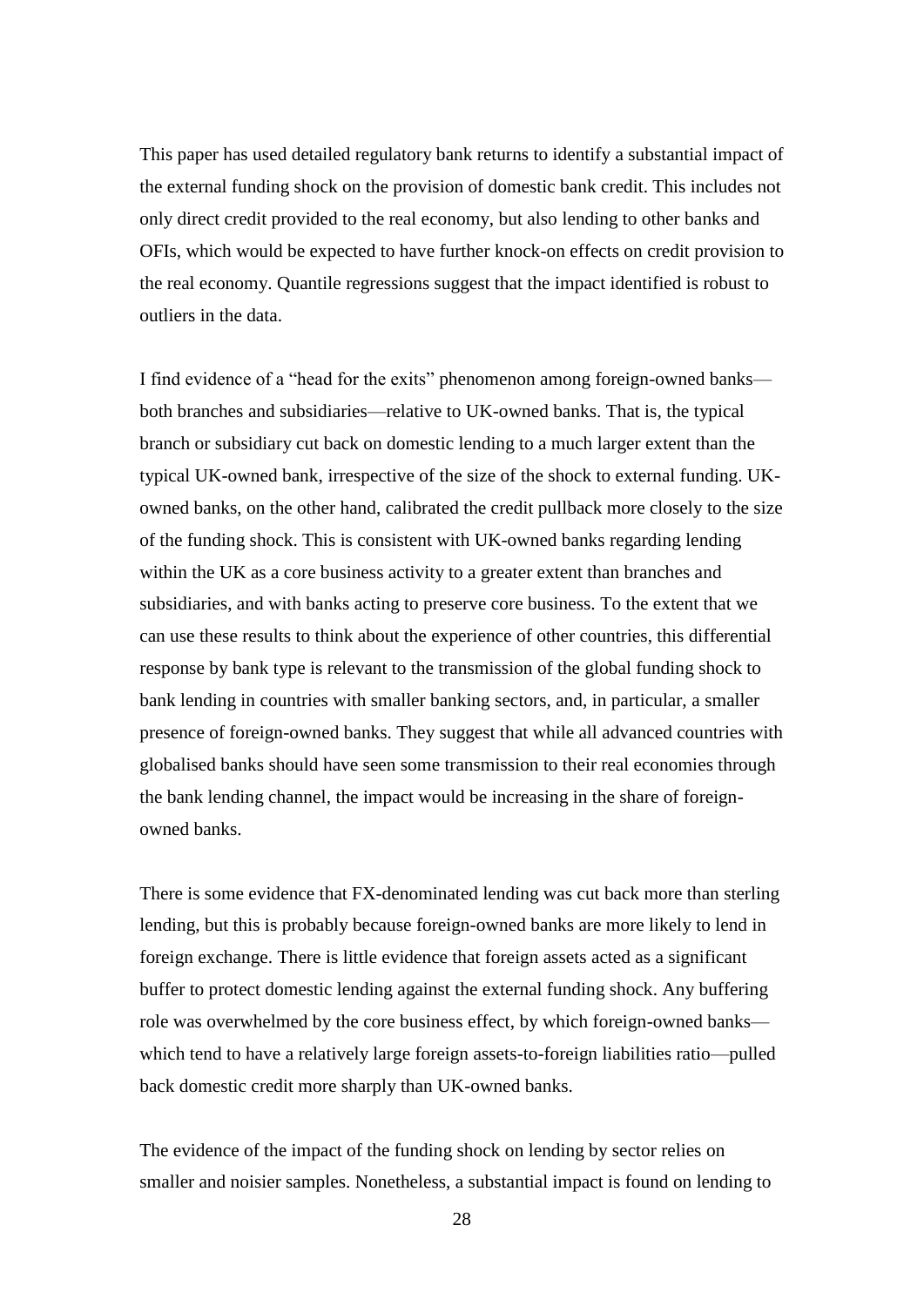This paper has used detailed regulatory bank returns to identify a substantial impact of the external funding shock on the provision of domestic bank credit. This includes not only direct credit provided to the real economy, but also lending to other banks and OFIs, which would be expected to have further knock-on effects on credit provision to the real economy. Quantile regressions suggest that the impact identified is robust to outliers in the data.

I find evidence of a "head for the exits" phenomenon among foreign-owned banks—both branches and subsidiaries—relative to UK-owned banks. That is, the typical branch or subsidiary cut back on domestic lending to a much larger extent than the typical UK-owned bank, irrespective of the size of the shock to external funding. UK-owned banks, on the other hand, calibrated the credit pullback more closely to the size of the funding shock. This is consistent with UK-owned banks regarding lending within the UK as a core business activity to a greater extent than branches and subsidiaries, and with banks acting to preserve core business. To the extent that we can use these results to think about the experience of other countries, this differential response by bank type is relevant to the transmission of the global funding shock to bank lending in countries with smaller banking sectors, and, in particular, a smaller presence of foreign-owned banks. They suggest that while all advanced countries with globalised banks should have seen some transmission to their real economies through the bank lending channel, the impact would be increasing in the share of foreign-owned banks.

There is some evidence that FX-denominated lending was cut back more than sterling lending, but this is probably because foreign-owned banks are more likely to lend in foreign exchange. There is little evidence that foreign assets acted as a significant buffer to protect domestic lending against the external funding shock. Any buffering role was overwhelmed by the core business effect, by which foreign-owned banks—which tend to have a relatively large foreign assets-to-foreign liabilities ratio—pulled back domestic credit more sharply than UK-owned banks.

The evidence of the impact of the funding shock on lending by sector relies on smaller and noisier samples. Nonetheless, a substantial impact is found on lending to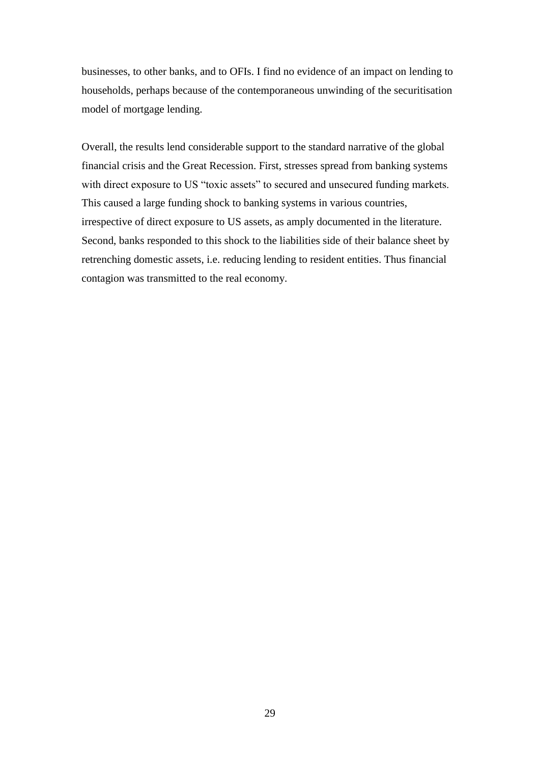businesses, to other banks, and to OFIs. I find no evidence of an impact on lending to households, perhaps because of the contemporaneous unwinding of the securitisation model of mortgage lending.

Overall, the results lend considerable support to the standard narrative of the global financial crisis and the Great Recession. First, stresses spread from banking systems with direct exposure to US "toxic assets" to secured and unsecured funding markets. This caused a large funding shock to banking systems in various countries, irrespective of direct exposure to US assets, as amply documented in the literature. Second, banks responded to this shock to the liabilities side of their balance sheet by retrenching domestic assets, i.e. reducing lending to resident entities. Thus financial contagion was transmitted to the real economy.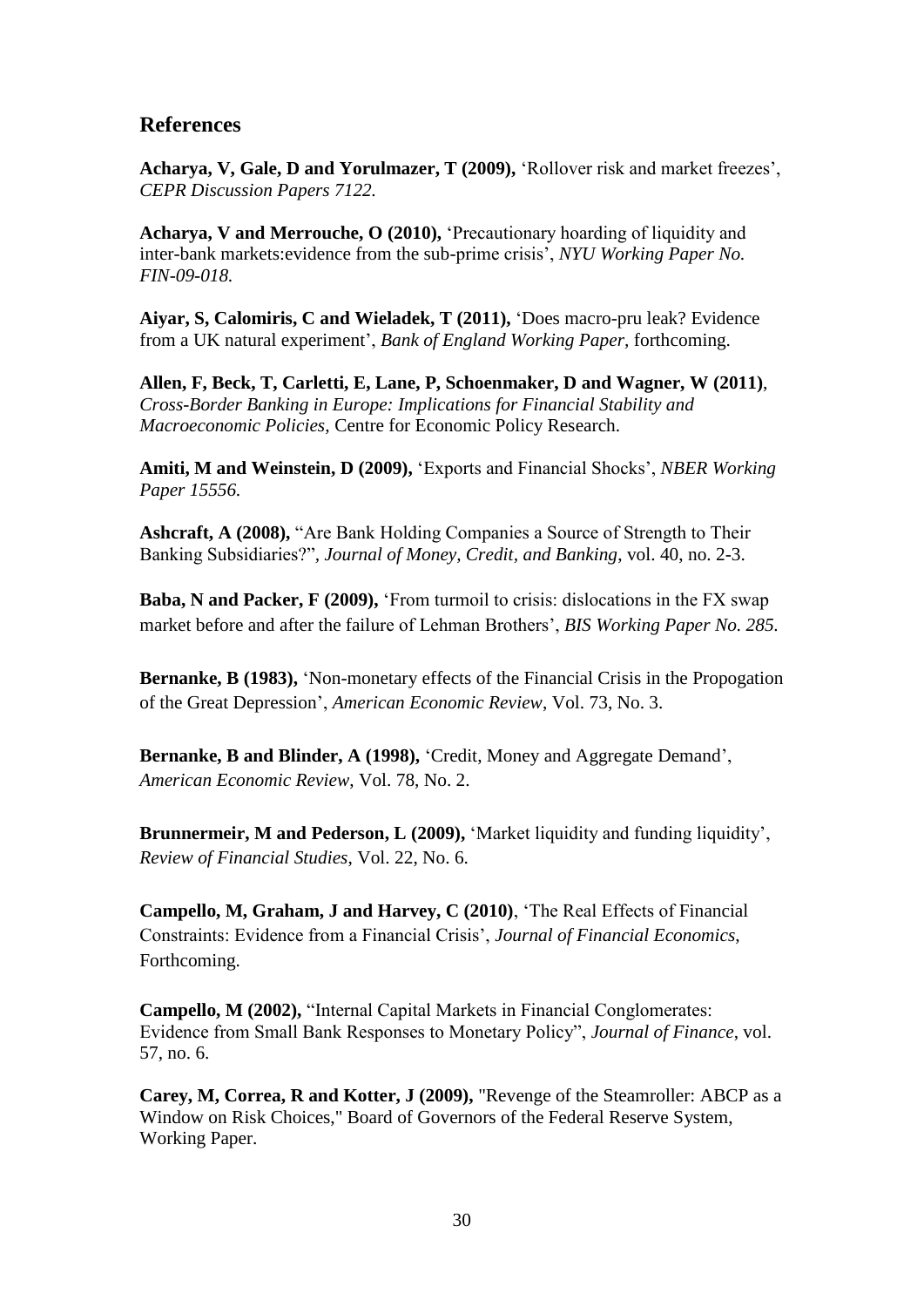## References

**Acharya, V, Gale, D and Yorulmazer, T (2009),** 'Rollover risk and market freezes', *CEPR Discussion Papers 7122.*

**Acharya, V and Merrouche, O (2010),** 'Precautionary hoarding of liquidity and inter-bank markets:evidence from the sub-prime crisis', *NYU Working Paper No. FIN-09-018.*

**Aiyar, S, Calomiris, C and Wieladek, T (2011),** 'Does macro-pru leak? Evidence from a UK natural experiment', *Bank of England Working Paper,* forthcoming.

**Allen, F, Beck, T, Carletti, E, Lane, P, Schoenmaker, D and Wagner, W (2011)**, *Cross-Border Banking in Europe: Implications for Financial Stability and Macroeconomic Policies,* Centre for Economic Policy Research.

**Amiti, M and Weinstein, D (2009),** 'Exports and Financial Shocks', *NBER Working Paper 15556.*

**Ashcraft, A (2008),** "Are Bank Holding Companies a Source of Strength to Their Banking Subsidiaries?", *Journal of Money, Credit, and Banking*, vol. 40, no. 2-3.

**Baba, N and Packer, F (2009),** 'From turmoil to crisis: dislocations in the FX swap market before and after the failure of Lehman Brothers', *BIS Working Paper No. 285.*

**Bernanke, B (1983),** 'Non-monetary effects of the Financial Crisis in the Propogation of the Great Depression', *American Economic Review*, Vol. 73, No. 3.

**Bernanke, B and Blinder, A (1998),** 'Credit, Money and Aggregate Demand', *American Economic Review*, Vol. 78, No. 2.

**Brunnermeir, M and Pederson, L (2009),** 'Market liquidity and funding liquidity', *Review of Financial Studies*, Vol. 22, No. 6.

**Campello, M, Graham, J and Harvey, C (2010)**, 'The Real Effects of Financial Constraints: Evidence from a Financial Crisis', *Journal of Financial Economics*, Forthcoming.

**Campello, M (2002),** "Internal Capital Markets in Financial Conglomerates: Evidence from Small Bank Responses to Monetary Policy", *Journal of Finance*, vol. 57, no. 6.

**Carey, M, Correa, R and Kotter, J (2009),** "Revenge of the Steamroller: ABCP as a Window on Risk Choices," Board of Governors of the Federal Reserve System, Working Paper.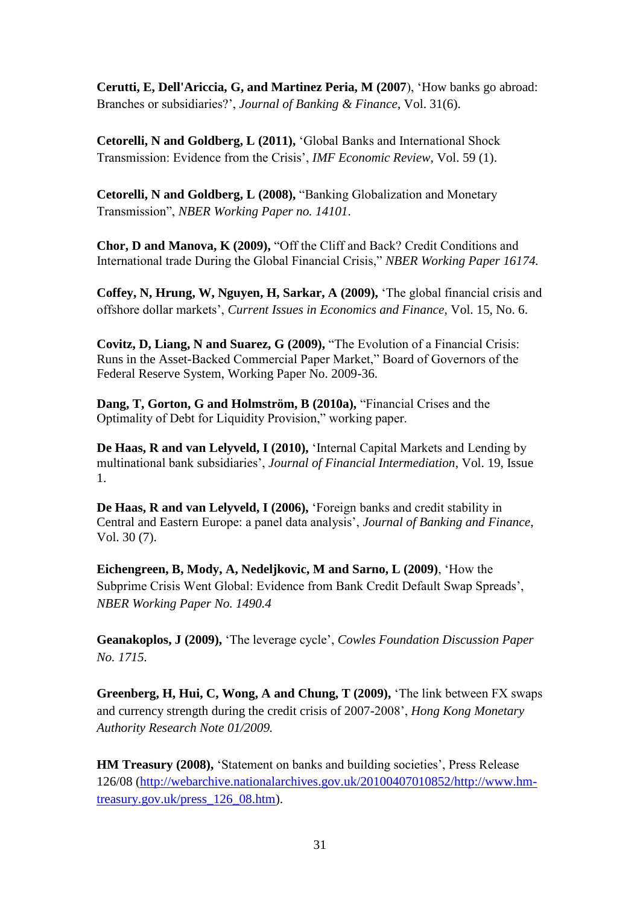**Cerutti, E, Dell'Ariccia, G, and Martinez Peria, M (2007**), 'How banks go abroad: Branches or subsidiaries?', *Journal of Banking & Finance*, Vol. 31(6).

**Cetorelli, N and Goldberg, L (2011),** 'Global Banks and International Shock Transmission: Evidence from the Crisis', *IMF Economic Review*, Vol. 59 (1).

**Cetorelli, N and Goldberg, L (2008),** "Banking Globalization and Monetary Transmission", *NBER Working Paper no. 14101*.

**Chor, D and Manova, K (2009),** "Off the Cliff and Back? Credit Conditions and International trade During the Global Financial Crisis," *NBER Working Paper 16174.*

**Coffey, N, Hrung, W, Nguyen, H, Sarkar, A (2009),** 'The global financial crisis and offshore dollar markets', *Current Issues in Economics and Finance*, Vol. 15, No. 6.

**Covitz, D, Liang, N and Suarez, G (2009),** "The Evolution of a Financial Crisis: Runs in the Asset-Backed Commercial Paper Market," Board of Governors of the Federal Reserve System, Working Paper No. 2009-36.

**Dang, T, Gorton, G and Holmström, B (2010a),** "Financial Crises and the Optimality of Debt for Liquidity Provision," working paper.

**De Haas, R and van Lelyveld, I (2010),** 'Internal Capital Markets and Lending by multinational bank subsidiaries', *Journal of Financial Intermediation*, Vol. 19, Issue 1.

**De Haas, R and van Lelyveld, I (2006),** 'Foreign banks and credit stability in Central and Eastern Europe: a panel data analysis', *Journal of Banking and Finance*, Vol. 30 (7).

**Eichengreen, B, Mody, A, Nedeljkovic, M and Sarno, L (2009)**, 'How the Subprime Crisis Went Global: Evidence from Bank Credit Default Swap Spreads', *NBER Working Paper No. 1490.4*

**Geanakoplos, J (2009),** 'The leverage cycle', *Cowles Foundation Discussion Paper No. 1715*.

**Greenberg, H, Hui, C, Wong, A and Chung, T (2009),** 'The link between FX swaps and currency strength during the credit crisis of 2007-2008', *Hong Kong Monetary Authority Research Note 01/2009.*

**HM Treasury (2008),** 'Statement on banks and building societies', Press Release 126/08 (http://webarchive.nationalarchives.gov.uk/20100407010852/http://www.hm-treasury.gov.uk/press_126_08.htm).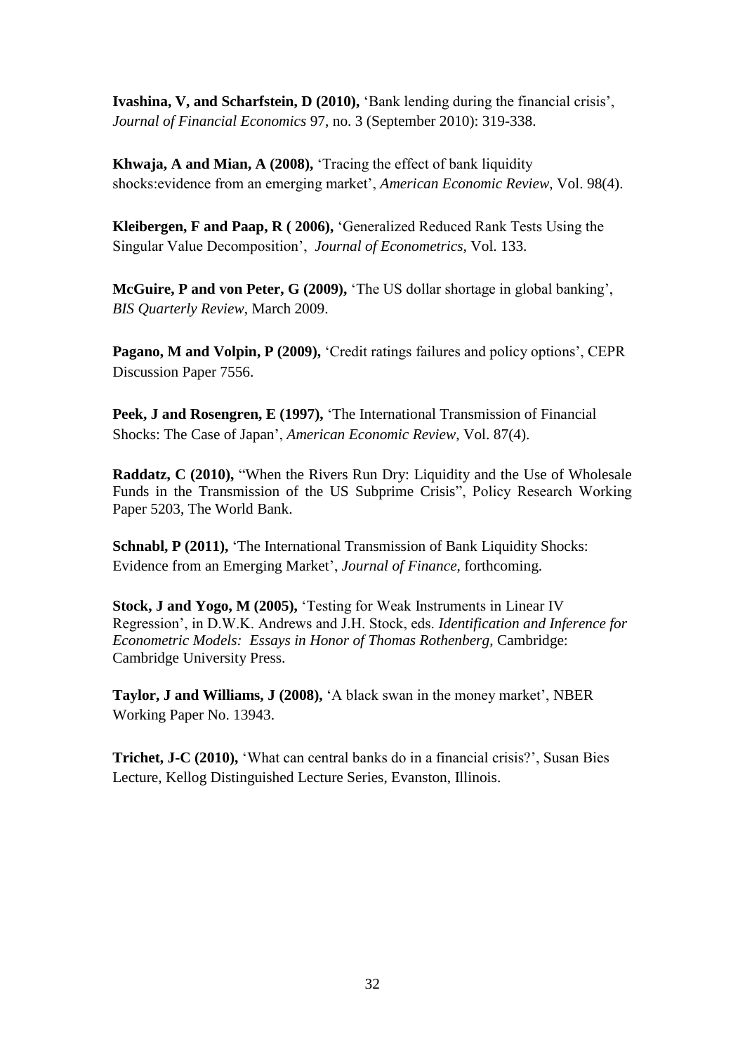**Ivashina, V, and Scharfstein, D (2010),** 'Bank lending during the financial crisis', *Journal of Financial Economics* 97, no. 3 (September 2010): 319-338.

**Khwaja, A and Mian, A (2008),** 'Tracing the effect of bank liquidity shocks:evidence from an emerging market', *American Economic Review*, Vol. 98(4).

**Kleibergen, F and Paap, R ( 2006),** 'Generalized Reduced Rank Tests Using the Singular Value Decomposition', *Journal of Econometrics*, Vol. 133.

**McGuire, P and von Peter, G (2009),** 'The US dollar shortage in global banking', *BIS Quarterly Review*, March 2009.

**Pagano, M and Volpin, P (2009),** 'Credit ratings failures and policy options', CEPR Discussion Paper 7556.

**Peek, J and Rosengren, E (1997),** 'The International Transmission of Financial Shocks: The Case of Japan', *American Economic Review*, Vol. 87(4).

**Raddatz, C (2010),** "When the Rivers Run Dry: Liquidity and the Use of Wholesale Funds in the Transmission of the US Subprime Crisis", Policy Research Working Paper 5203, The World Bank.

**Schnabl, P (2011),** 'The International Transmission of Bank Liquidity Shocks: Evidence from an Emerging Market', *Journal of Finance*, forthcoming.

**Stock, J and Yogo, M (2005),** 'Testing for Weak Instruments in Linear IV Regression', in D.W.K. Andrews and J.H. Stock, eds. *Identification and Inference for Econometric Models: Essays in Honor of Thomas Rothenberg*, Cambridge: Cambridge University Press.

**Taylor, J and Williams, J (2008),** 'A black swan in the money market', NBER Working Paper No. 13943.

**Trichet, J-C (2010),** 'What can central banks do in a financial crisis?', Susan Bies Lecture, Kellog Distinguished Lecture Series, Evanston, Illinois.